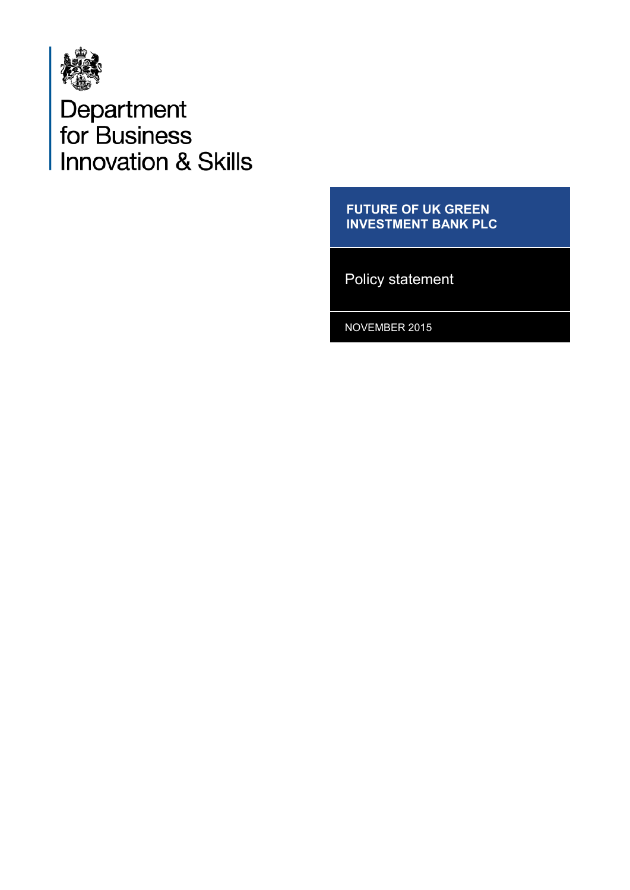Department for Business Innovation & Skills

# FUTURE OF UK GREEN INVESTMENT BANK PLC

Policy statement

NOVEMBER 2015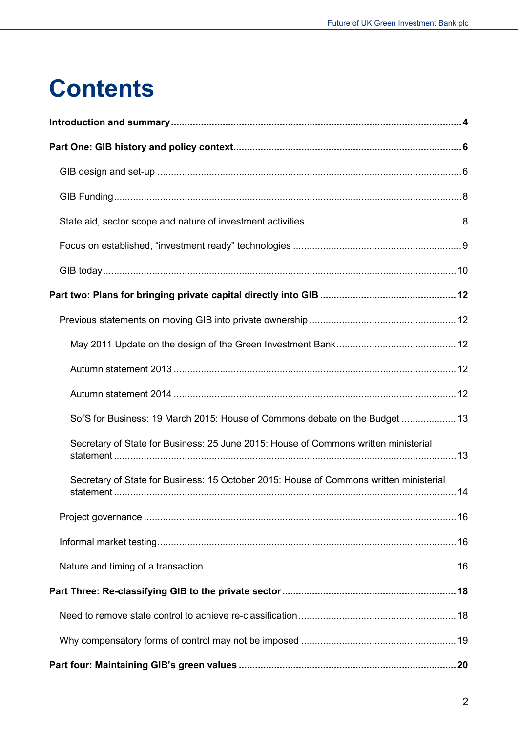# Contents

**Introduction and summary** .......... **4**

**Part One: GIB history and policy context** .......... **6**

- GIB design and set-up .......... 6
- GIB Funding .......... 8
- State aid, sector scope and nature of investment activities .......... 8
- Focus on established, “investment ready” technologies .......... 9
- GIB today .......... 10

**Part two: Plans for bringing private capital directly into GIB** .......... **12**

- Previous statements on moving GIB into private ownership .......... 12
  - May 2011 Update on the design of the Green Investment Bank .......... 12
  - Autumn statement 2013 .......... 12
  - Autumn statement 2014 .......... 12
  - SofS for Business: 19 March 2015: House of Commons debate on the Budget .......... 13
  - Secretary of State for Business: 25 June 2015: House of Commons written ministerial statement .......... 13
  - Secretary of State for Business: 15 October 2015: House of Commons written ministerial statement .......... 14
- Project governance .......... 16
- Informal market testing .......... 16
- Nature and timing of a transaction .......... 16

**Part Three: Re-classifying GIB to the private sector** .......... **18**

- Need to remove state control to achieve re-classification .......... 18
- Why compensatory forms of control may not be imposed .......... 19

**Part four: Maintaining GIB’s green values** .......... **20**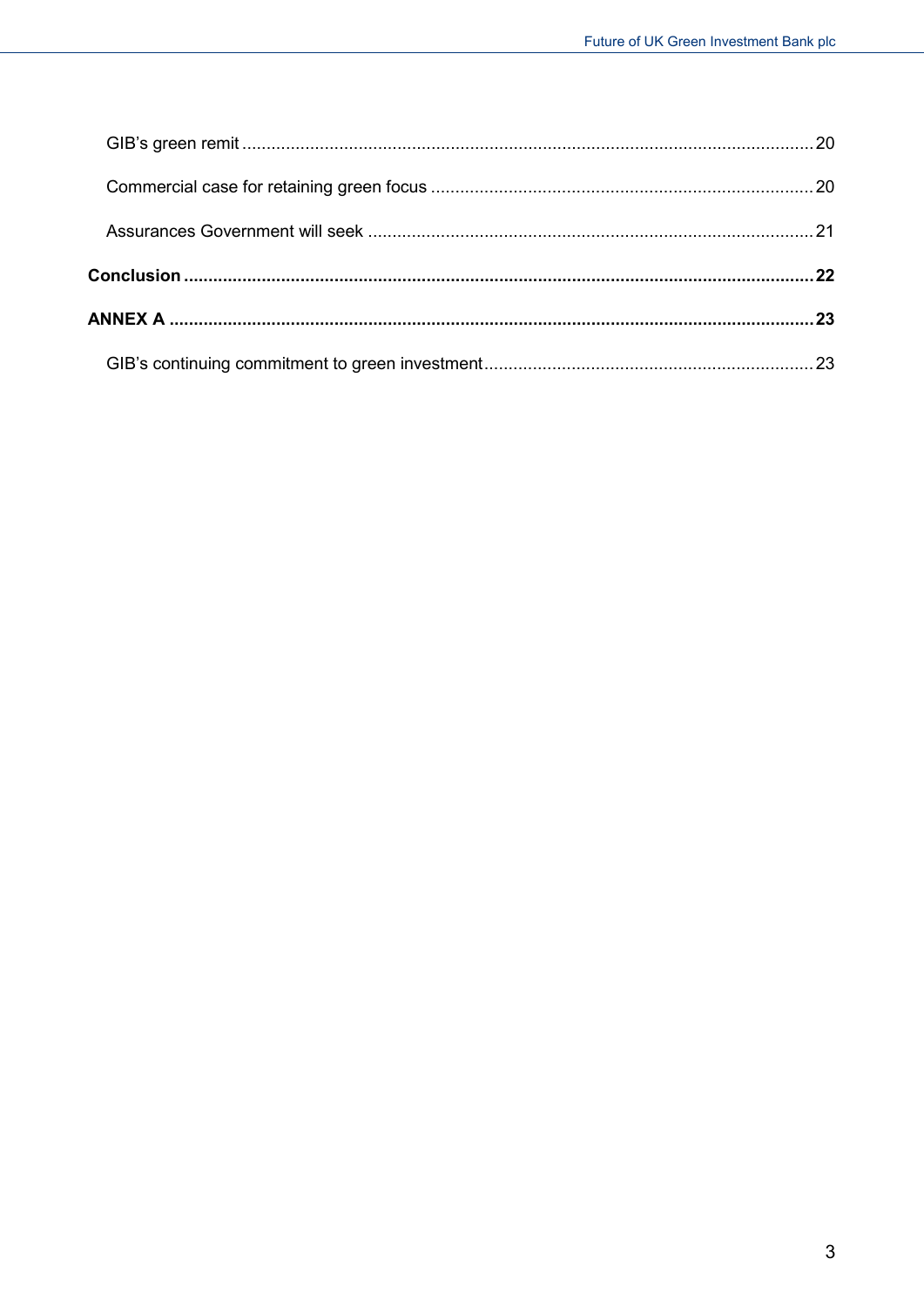GIB's green remit .................................................................................................................... 20

Commercial case for retaining green focus ............................................................................. 20

Assurances Government will seek .......................................................................................... 21

**Conclusion ............................................................................................................................... 22**

**ANNEX A ................................................................................................................................. 23**

GIB's continuing commitment to green investment .................................................................. 23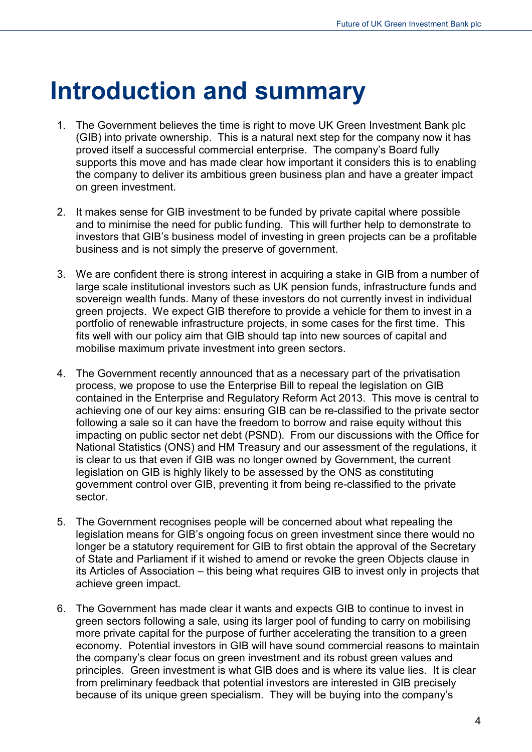# Introduction and summary

1. The Government believes the time is right to move UK Green Investment Bank plc (GIB) into private ownership. This is a natural next step for the company now it has proved itself a successful commercial enterprise. The company's Board fully supports this move and has made clear how important it considers this is to enabling the company to deliver its ambitious green business plan and have a greater impact on green investment.

2. It makes sense for GIB investment to be funded by private capital where possible and to minimise the need for public funding. This will further help to demonstrate to investors that GIB's business model of investing in green projects can be a profitable business and is not simply the preserve of government.

3. We are confident there is strong interest in acquiring a stake in GIB from a number of large scale institutional investors such as UK pension funds, infrastructure funds and sovereign wealth funds. Many of these investors do not currently invest in individual green projects. We expect GIB therefore to provide a vehicle for them to invest in a portfolio of renewable infrastructure projects, in some cases for the first time. This fits well with our policy aim that GIB should tap into new sources of capital and mobilise maximum private investment into green sectors.

4. The Government recently announced that as a necessary part of the privatisation process, we propose to use the Enterprise Bill to repeal the legislation on GIB contained in the Enterprise and Regulatory Reform Act 2013. This move is central to achieving one of our key aims: ensuring GIB can be re-classified to the private sector following a sale so it can have the freedom to borrow and raise equity without this impacting on public sector net debt (PSND). From our discussions with the Office for National Statistics (ONS) and HM Treasury and our assessment of the regulations, it is clear to us that even if GIB was no longer owned by Government, the current legislation on GIB is highly likely to be assessed by the ONS as constituting government control over GIB, preventing it from being re-classified to the private sector.

5. The Government recognises people will be concerned about what repealing the legislation means for GIB's ongoing focus on green investment since there would no longer be a statutory requirement for GIB to first obtain the approval of the Secretary of State and Parliament if it wished to amend or revoke the green Objects clause in its Articles of Association – this being what requires GIB to invest only in projects that achieve green impact.

6. The Government has made clear it wants and expects GIB to continue to invest in green sectors following a sale, using its larger pool of funding to carry on mobilising more private capital for the purpose of further accelerating the transition to a green economy. Potential investors in GIB will have sound commercial reasons to maintain the company's clear focus on green investment and its robust green values and principles. Green investment is what GIB does and is where its value lies. It is clear from preliminary feedback that potential investors are interested in GIB precisely because of its unique green specialism. They will be buying into the company's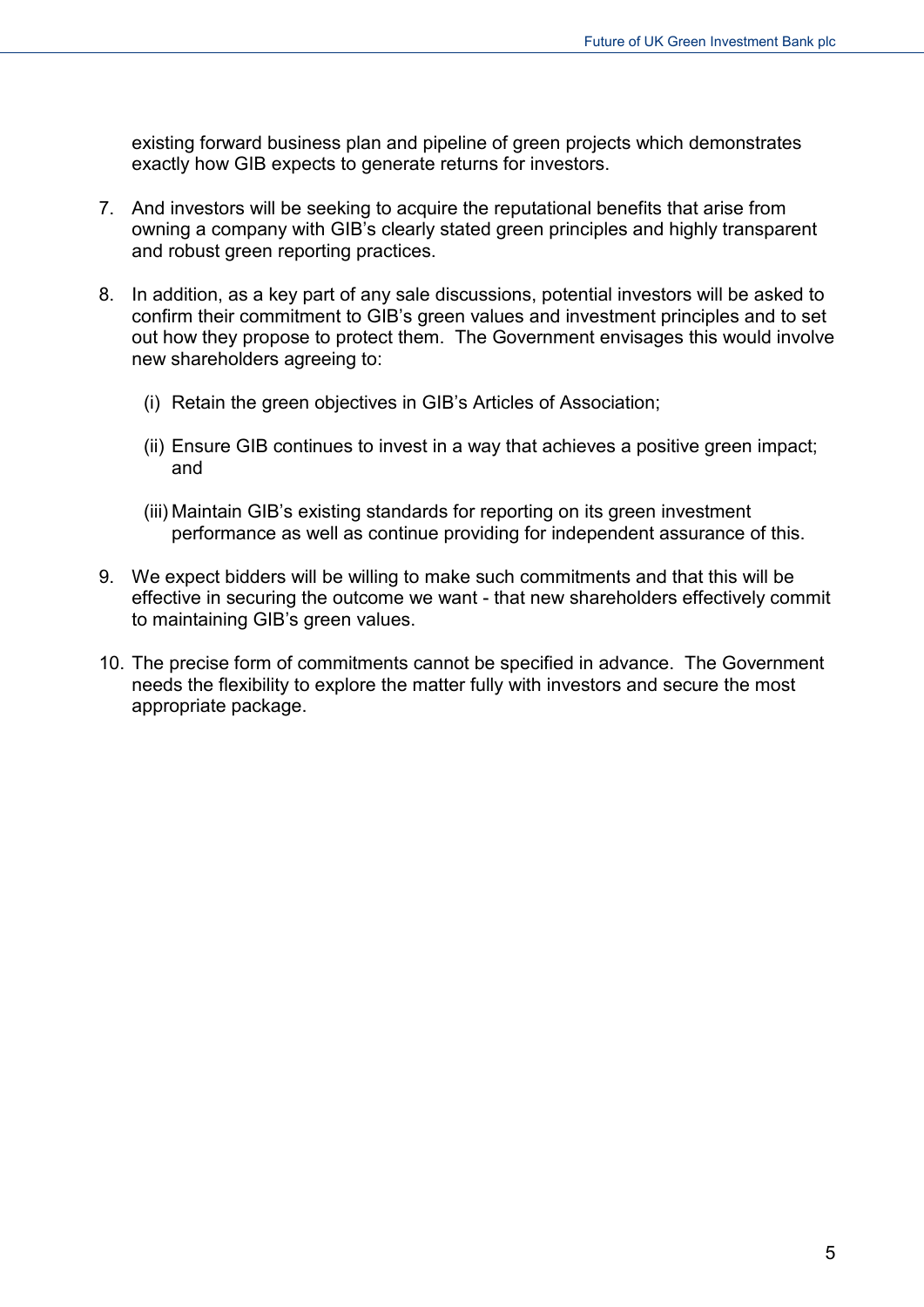existing forward business plan and pipeline of green projects which demonstrates exactly how GIB expects to generate returns for investors.

7. And investors will be seeking to acquire the reputational benefits that arise from owning a company with GIB's clearly stated green principles and highly transparent and robust green reporting practices.

8. In addition, as a key part of any sale discussions, potential investors will be asked to confirm their commitment to GIB's green values and investment principles and to set out how they propose to protect them. The Government envisages this would involve new shareholders agreeing to:

   (i) Retain the green objectives in GIB's Articles of Association;

   (ii) Ensure GIB continues to invest in a way that achieves a positive green impact; and

   (iii) Maintain GIB's existing standards for reporting on its green investment performance as well as continue providing for independent assurance of this.

9. We expect bidders will be willing to make such commitments and that this will be effective in securing the outcome we want - that new shareholders effectively commit to maintaining GIB's green values.

10. The precise form of commitments cannot be specified in advance. The Government needs the flexibility to explore the matter fully with investors and secure the most appropriate package.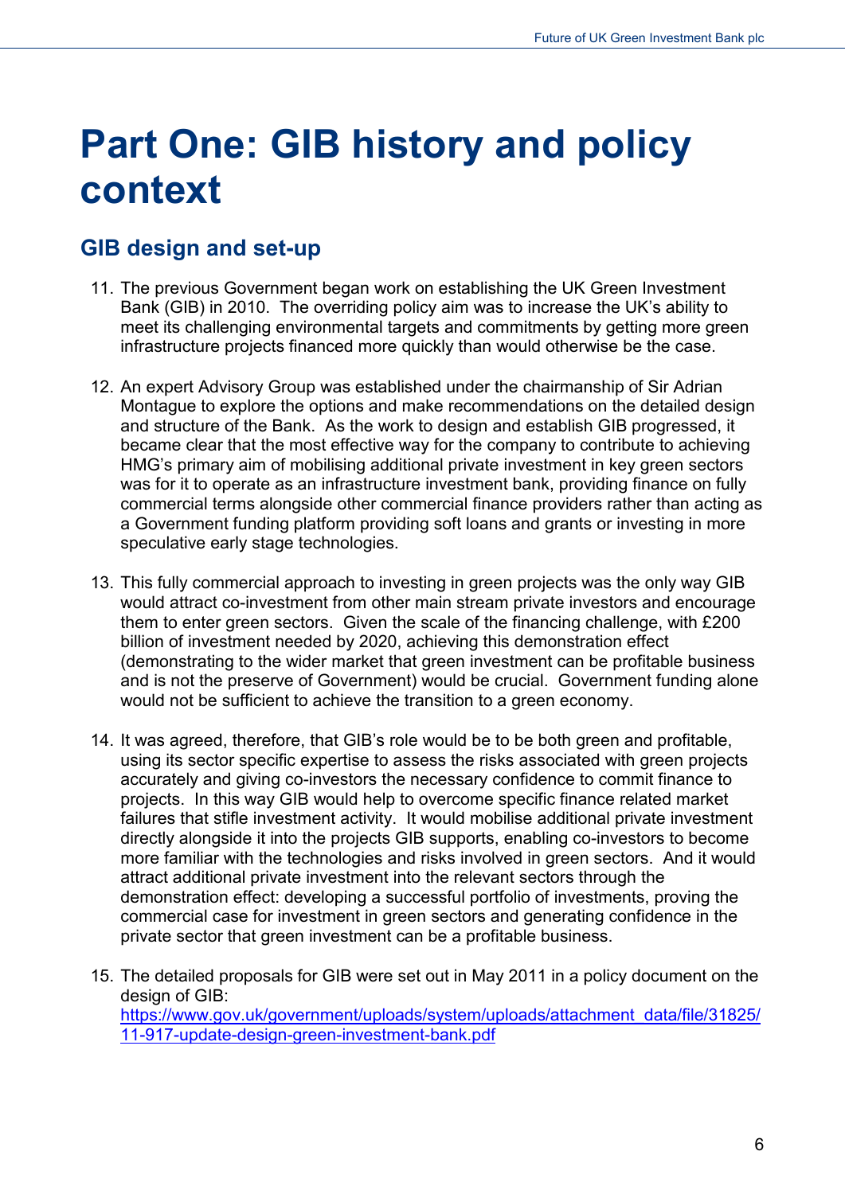# Part One: GIB history and policy context

## GIB design and set-up

11. The previous Government began work on establishing the UK Green Investment Bank (GIB) in 2010. The overriding policy aim was to increase the UK's ability to meet its challenging environmental targets and commitments by getting more green infrastructure projects financed more quickly than would otherwise be the case.

12. An expert Advisory Group was established under the chairmanship of Sir Adrian Montague to explore the options and make recommendations on the detailed design and structure of the Bank. As the work to design and establish GIB progressed, it became clear that the most effective way for the company to contribute to achieving HMG's primary aim of mobilising additional private investment in key green sectors was for it to operate as an infrastructure investment bank, providing finance on fully commercial terms alongside other commercial finance providers rather than acting as a Government funding platform providing soft loans and grants or investing in more speculative early stage technologies.

13. This fully commercial approach to investing in green projects was the only way GIB would attract co-investment from other main stream private investors and encourage them to enter green sectors. Given the scale of the financing challenge, with £200 billion of investment needed by 2020, achieving this demonstration effect (demonstrating to the wider market that green investment can be profitable business and is not the preserve of Government) would be crucial. Government funding alone would not be sufficient to achieve the transition to a green economy.

14. It was agreed, therefore, that GIB's role would be to be both green and profitable, using its sector specific expertise to assess the risks associated with green projects accurately and giving co-investors the necessary confidence to commit finance to projects. In this way GIB would help to overcome specific finance related market failures that stifle investment activity. It would mobilise additional private investment directly alongside it into the projects GIB supports, enabling co-investors to become more familiar with the technologies and risks involved in green sectors. And it would attract additional private investment into the relevant sectors through the demonstration effect: developing a successful portfolio of investments, proving the commercial case for investment in green sectors and generating confidence in the private sector that green investment can be a profitable business.

15. The detailed proposals for GIB were set out in May 2011 in a policy document on the design of GIB: https://www.gov.uk/government/uploads/system/uploads/attachment_data/file/31825/11-917-update-design-green-investment-bank.pdf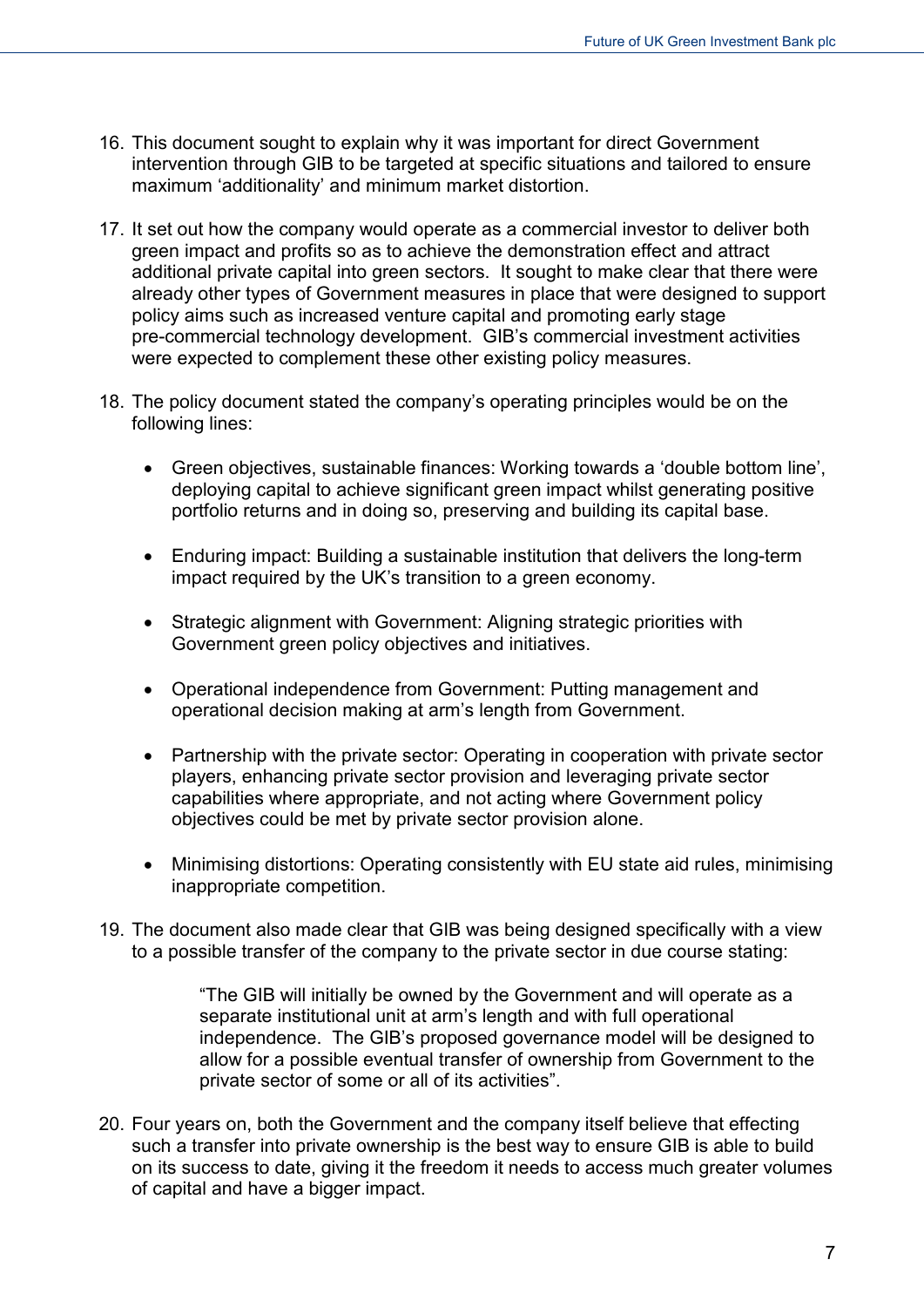16. This document sought to explain why it was important for direct Government intervention through GIB to be targeted at specific situations and tailored to ensure maximum 'additionality' and minimum market distortion.

17. It set out how the company would operate as a commercial investor to deliver both green impact and profits so as to achieve the demonstration effect and attract additional private capital into green sectors. It sought to make clear that there were already other types of Government measures in place that were designed to support policy aims such as increased venture capital and promoting early stage pre-commercial technology development. GIB's commercial investment activities were expected to complement these other existing policy measures.

18. The policy document stated the company's operating principles would be on the following lines:

    - Green objectives, sustainable finances: Working towards a 'double bottom line', deploying capital to achieve significant green impact whilst generating positive portfolio returns and in doing so, preserving and building its capital base.

    - Enduring impact: Building a sustainable institution that delivers the long-term impact required by the UK's transition to a green economy.

    - Strategic alignment with Government: Aligning strategic priorities with Government green policy objectives and initiatives.

    - Operational independence from Government: Putting management and operational decision making at arm's length from Government.

    - Partnership with the private sector: Operating in cooperation with private sector players, enhancing private sector provision and leveraging private sector capabilities where appropriate, and not acting where Government policy objectives could be met by private sector provision alone.

    - Minimising distortions: Operating consistently with EU state aid rules, minimising inappropriate competition.

19. The document also made clear that GIB was being designed specifically with a view to a possible transfer of the company to the private sector in due course stating:

    > "The GIB will initially be owned by the Government and will operate as a separate institutional unit at arm's length and with full operational independence. The GIB's proposed governance model will be designed to allow for a possible eventual transfer of ownership from Government to the private sector of some or all of its activities".

20. Four years on, both the Government and the company itself believe that effecting such a transfer into private ownership is the best way to ensure GIB is able to build on its success to date, giving it the freedom it needs to access much greater volumes of capital and have a bigger impact.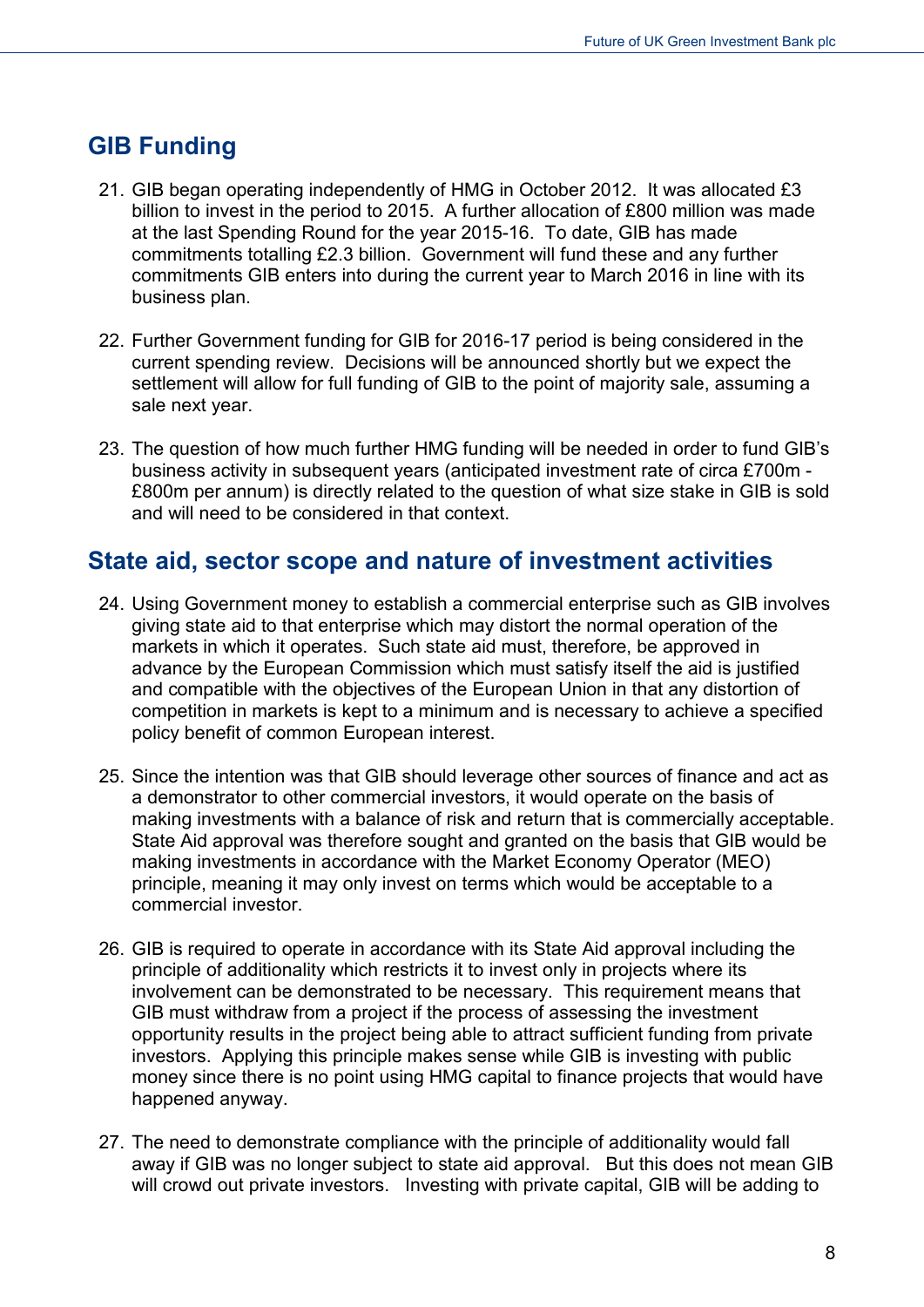## GIB Funding

21. GIB began operating independently of HMG in October 2012. It was allocated £3 billion to invest in the period to 2015. A further allocation of £800 million was made at the last Spending Round for the year 2015-16. To date, GIB has made commitments totalling £2.3 billion. Government will fund these and any further commitments GIB enters into during the current year to March 2016 in line with its business plan.

22. Further Government funding for GIB for 2016-17 period is being considered in the current spending review. Decisions will be announced shortly but we expect the settlement will allow for full funding of GIB to the point of majority sale, assuming a sale next year.

23. The question of how much further HMG funding will be needed in order to fund GIB's business activity in subsequent years (anticipated investment rate of circa £700m - £800m per annum) is directly related to the question of what size stake in GIB is sold and will need to be considered in that context.

## State aid, sector scope and nature of investment activities

24. Using Government money to establish a commercial enterprise such as GIB involves giving state aid to that enterprise which may distort the normal operation of the markets in which it operates. Such state aid must, therefore, be approved in advance by the European Commission which must satisfy itself the aid is justified and compatible with the objectives of the European Union in that any distortion of competition in markets is kept to a minimum and is necessary to achieve a specified policy benefit of common European interest.

25. Since the intention was that GIB should leverage other sources of finance and act as a demonstrator to other commercial investors, it would operate on the basis of making investments with a balance of risk and return that is commercially acceptable. State Aid approval was therefore sought and granted on the basis that GIB would be making investments in accordance with the Market Economy Operator (MEO) principle, meaning it may only invest on terms which would be acceptable to a commercial investor.

26. GIB is required to operate in accordance with its State Aid approval including the principle of additionality which restricts it to invest only in projects where its involvement can be demonstrated to be necessary. This requirement means that GIB must withdraw from a project if the process of assessing the investment opportunity results in the project being able to attract sufficient funding from private investors. Applying this principle makes sense while GIB is investing with public money since there is no point using HMG capital to finance projects that would have happened anyway.

27. The need to demonstrate compliance with the principle of additionality would fall away if GIB was no longer subject to state aid approval. But this does not mean GIB will crowd out private investors. Investing with private capital, GIB will be adding to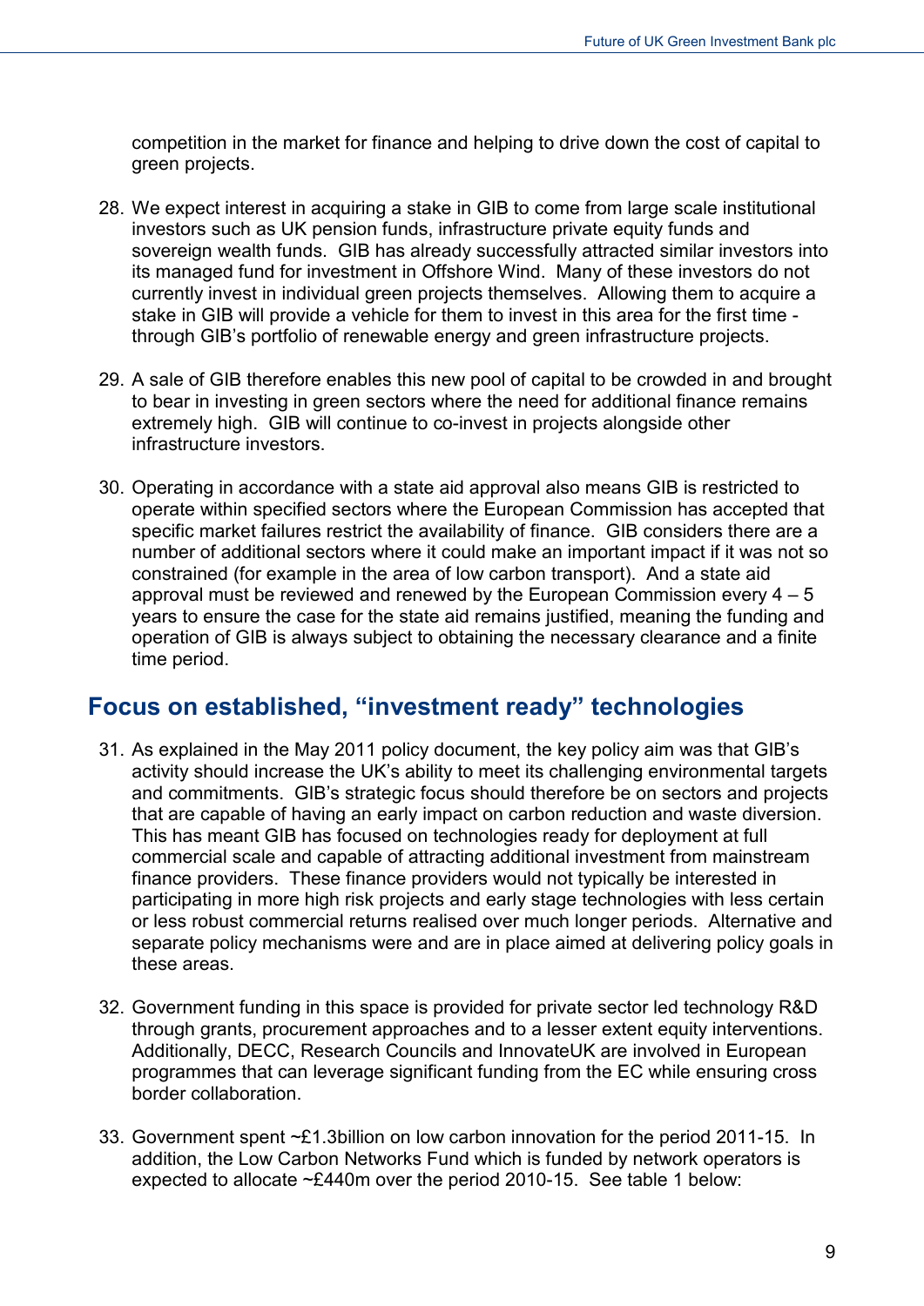competition in the market for finance and helping to drive down the cost of capital to green projects.

28. We expect interest in acquiring a stake in GIB to come from large scale institutional investors such as UK pension funds, infrastructure private equity funds and sovereign wealth funds. GIB has already successfully attracted similar investors into its managed fund for investment in Offshore Wind. Many of these investors do not currently invest in individual green projects themselves. Allowing them to acquire a stake in GIB will provide a vehicle for them to invest in this area for the first time - through GIB's portfolio of renewable energy and green infrastructure projects.

29. A sale of GIB therefore enables this new pool of capital to be crowded in and brought to bear in investing in green sectors where the need for additional finance remains extremely high. GIB will continue to co-invest in projects alongside other infrastructure investors.

30. Operating in accordance with a state aid approval also means GIB is restricted to operate within specified sectors where the European Commission has accepted that specific market failures restrict the availability of finance. GIB considers there are a number of additional sectors where it could make an important impact if it was not so constrained (for example in the area of low carbon transport). And a state aid approval must be reviewed and renewed by the European Commission every 4 – 5 years to ensure the case for the state aid remains justified, meaning the funding and operation of GIB is always subject to obtaining the necessary clearance and a finite time period.

## Focus on established, "investment ready" technologies

31. As explained in the May 2011 policy document, the key policy aim was that GIB's activity should increase the UK's ability to meet its challenging environmental targets and commitments. GIB's strategic focus should therefore be on sectors and projects that are capable of having an early impact on carbon reduction and waste diversion. This has meant GIB has focused on technologies ready for deployment at full commercial scale and capable of attracting additional investment from mainstream finance providers. These finance providers would not typically be interested in participating in more high risk projects and early stage technologies with less certain or less robust commercial returns realised over much longer periods. Alternative and separate policy mechanisms were and are in place aimed at delivering policy goals in these areas.

32. Government funding in this space is provided for private sector led technology R&D through grants, procurement approaches and to a lesser extent equity interventions. Additionally, DECC, Research Councils and InnovateUK are involved in European programmes that can leverage significant funding from the EC while ensuring cross border collaboration.

33. Government spent ~£1.3billion on low carbon innovation for the period 2011-15. In addition, the Low Carbon Networks Fund which is funded by network operators is expected to allocate ~£440m over the period 2010-15. See table 1 below: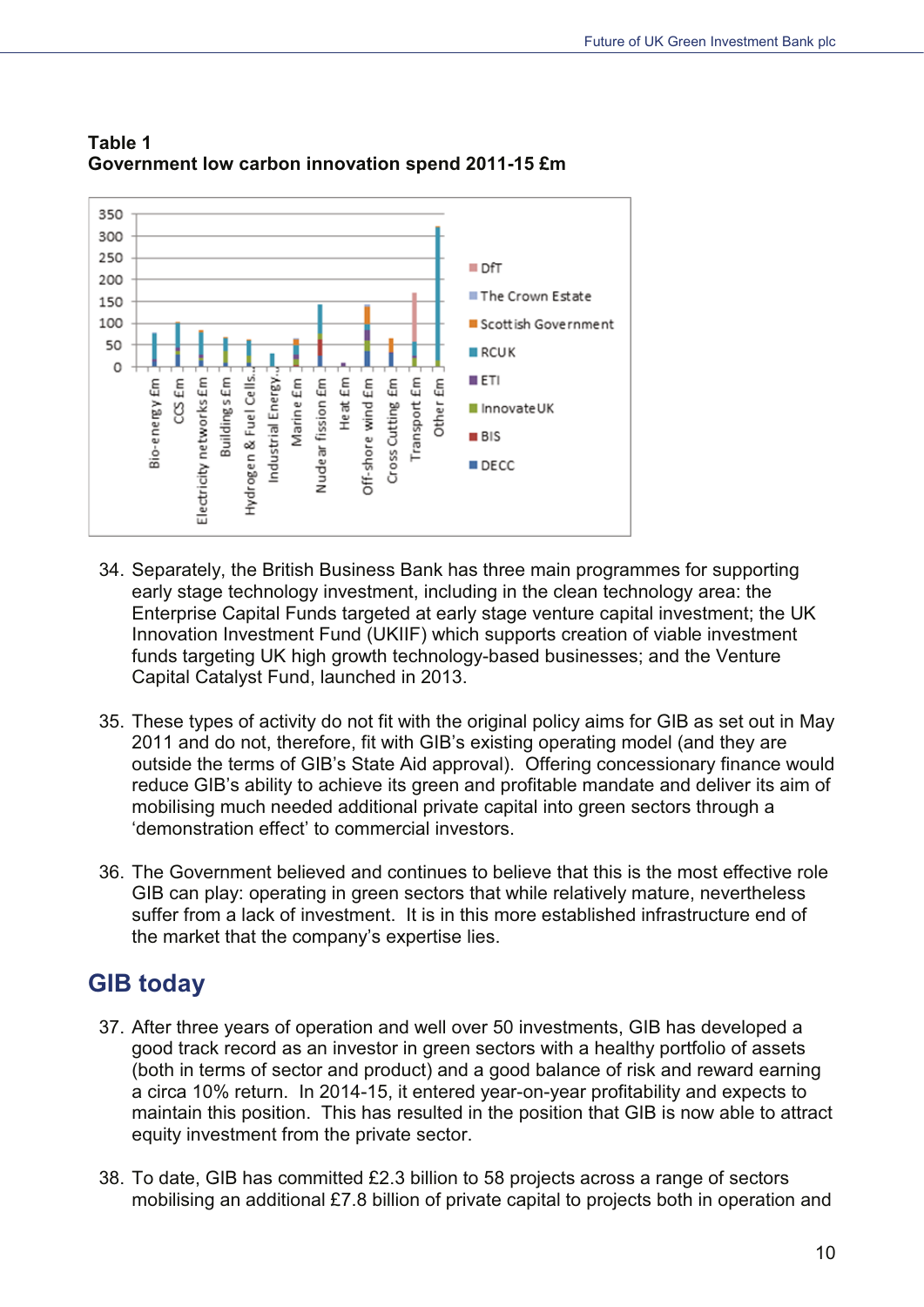**Table 1**
**Government low carbon innovation spend 2011-15 £m**

350
300
250
200
150
100
50
0

Bio-energy £m
CCS £m
Electricity networks £m
Buildings £m
Hydrogen & Fuel Cells...
Industrial Energy...
Marine £m
Nuclear fission £m
Heat £m
Off-shore wind £m
Cross Cutting £m
Transport £m
Other £m

DfT
The Crown Estate
Scottish Government
RCUK
ETI
InnovateUK
BIS
DECC

34. Separately, the British Business Bank has three main programmes for supporting early stage technology investment, including in the clean technology area: the Enterprise Capital Funds targeted at early stage venture capital investment; the UK Innovation Investment Fund (UKIIF) which supports creation of viable investment funds targeting UK high growth technology-based businesses; and the Venture Capital Catalyst Fund, launched in 2013.

35. These types of activity do not fit with the original policy aims for GIB as set out in May 2011 and do not, therefore, fit with GIB's existing operating model (and they are outside the terms of GIB's State Aid approval). Offering concessionary finance would reduce GIB's ability to achieve its green and profitable mandate and deliver its aim of mobilising much needed additional private capital into green sectors through a 'demonstration effect' to commercial investors.

36. The Government believed and continues to believe that this is the most effective role GIB can play: operating in green sectors that while relatively mature, nevertheless suffer from a lack of investment. It is in this more established infrastructure end of the market that the company's expertise lies.

## GIB today

37. After three years of operation and well over 50 investments, GIB has developed a good track record as an investor in green sectors with a healthy portfolio of assets (both in terms of sector and product) and a good balance of risk and reward earning a circa 10% return. In 2014-15, it entered year-on-year profitability and expects to maintain this position. This has resulted in the position that GIB is now able to attract equity investment from the private sector.

38. To date, GIB has committed £2.3 billion to 58 projects across a range of sectors mobilising an additional £7.8 billion of private capital to projects both in operation and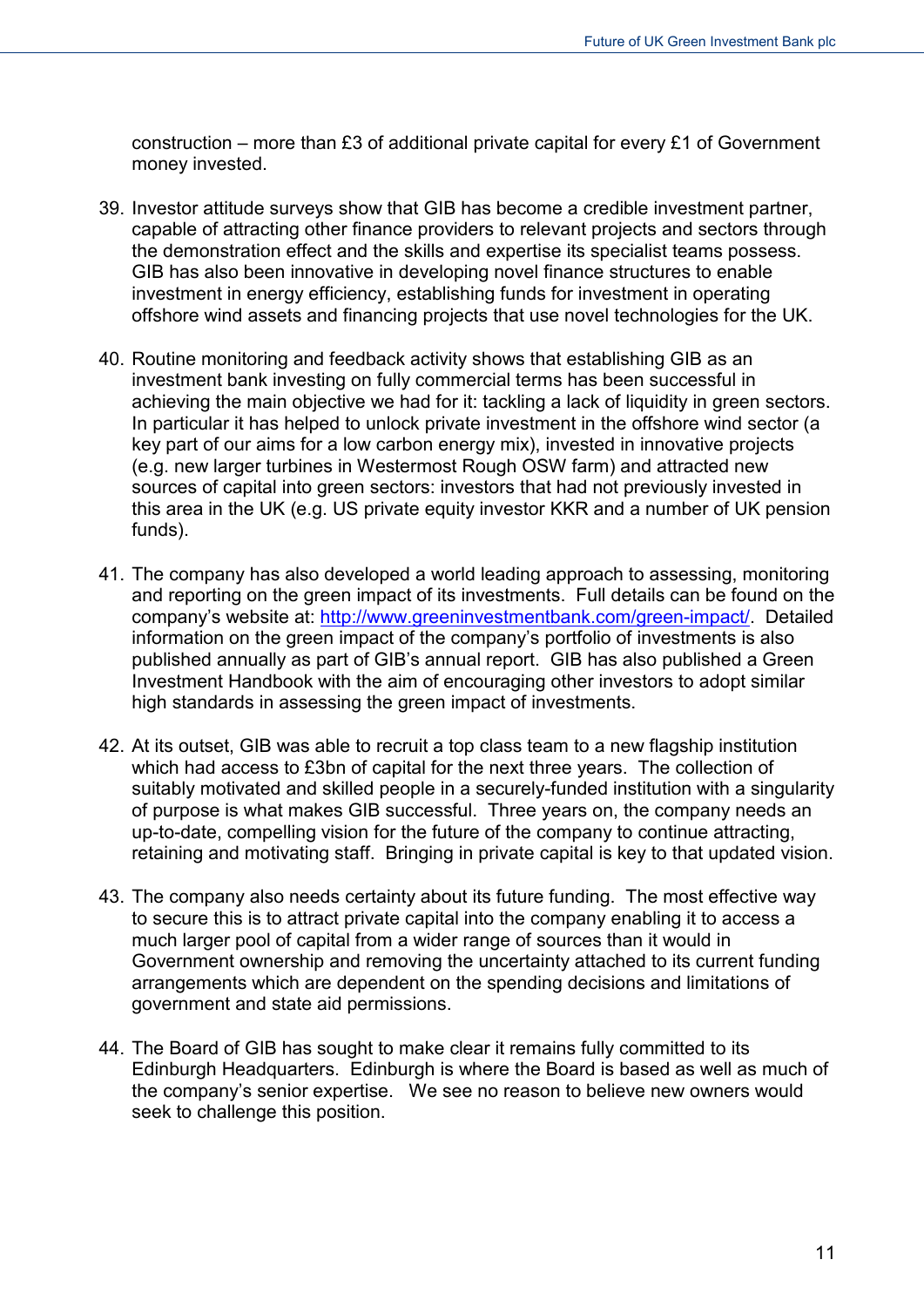construction – more than £3 of additional private capital for every £1 of Government money invested.

39. Investor attitude surveys show that GIB has become a credible investment partner, capable of attracting other finance providers to relevant projects and sectors through the demonstration effect and the skills and expertise its specialist teams possess. GIB has also been innovative in developing novel finance structures to enable investment in energy efficiency, establishing funds for investment in operating offshore wind assets and financing projects that use novel technologies for the UK.

40. Routine monitoring and feedback activity shows that establishing GIB as an investment bank investing on fully commercial terms has been successful in achieving the main objective we had for it: tackling a lack of liquidity in green sectors. In particular it has helped to unlock private investment in the offshore wind sector (a key part of our aims for a low carbon energy mix), invested in innovative projects (e.g. new larger turbines in Westermost Rough OSW farm) and attracted new sources of capital into green sectors: investors that had not previously invested in this area in the UK (e.g. US private equity investor KKR and a number of UK pension funds).

41. The company has also developed a world leading approach to assessing, monitoring and reporting on the green impact of its investments. Full details can be found on the company's website at: [http://www.greeninvestmentbank.com/green-impact/](http://www.greeninvestmentbank.com/green-impact/). Detailed information on the green impact of the company's portfolio of investments is also published annually as part of GIB's annual report. GIB has also published a Green Investment Handbook with the aim of encouraging other investors to adopt similar high standards in assessing the green impact of investments.

42. At its outset, GIB was able to recruit a top class team to a new flagship institution which had access to £3bn of capital for the next three years. The collection of suitably motivated and skilled people in a securely-funded institution with a singularity of purpose is what makes GIB successful. Three years on, the company needs an up-to-date, compelling vision for the future of the company to continue attracting, retaining and motivating staff. Bringing in private capital is key to that updated vision.

43. The company also needs certainty about its future funding. The most effective way to secure this is to attract private capital into the company enabling it to access a much larger pool of capital from a wider range of sources than it would in Government ownership and removing the uncertainty attached to its current funding arrangements which are dependent on the spending decisions and limitations of government and state aid permissions.

44. The Board of GIB has sought to make clear it remains fully committed to its Edinburgh Headquarters. Edinburgh is where the Board is based as well as much of the company's senior expertise. We see no reason to believe new owners would seek to challenge this position.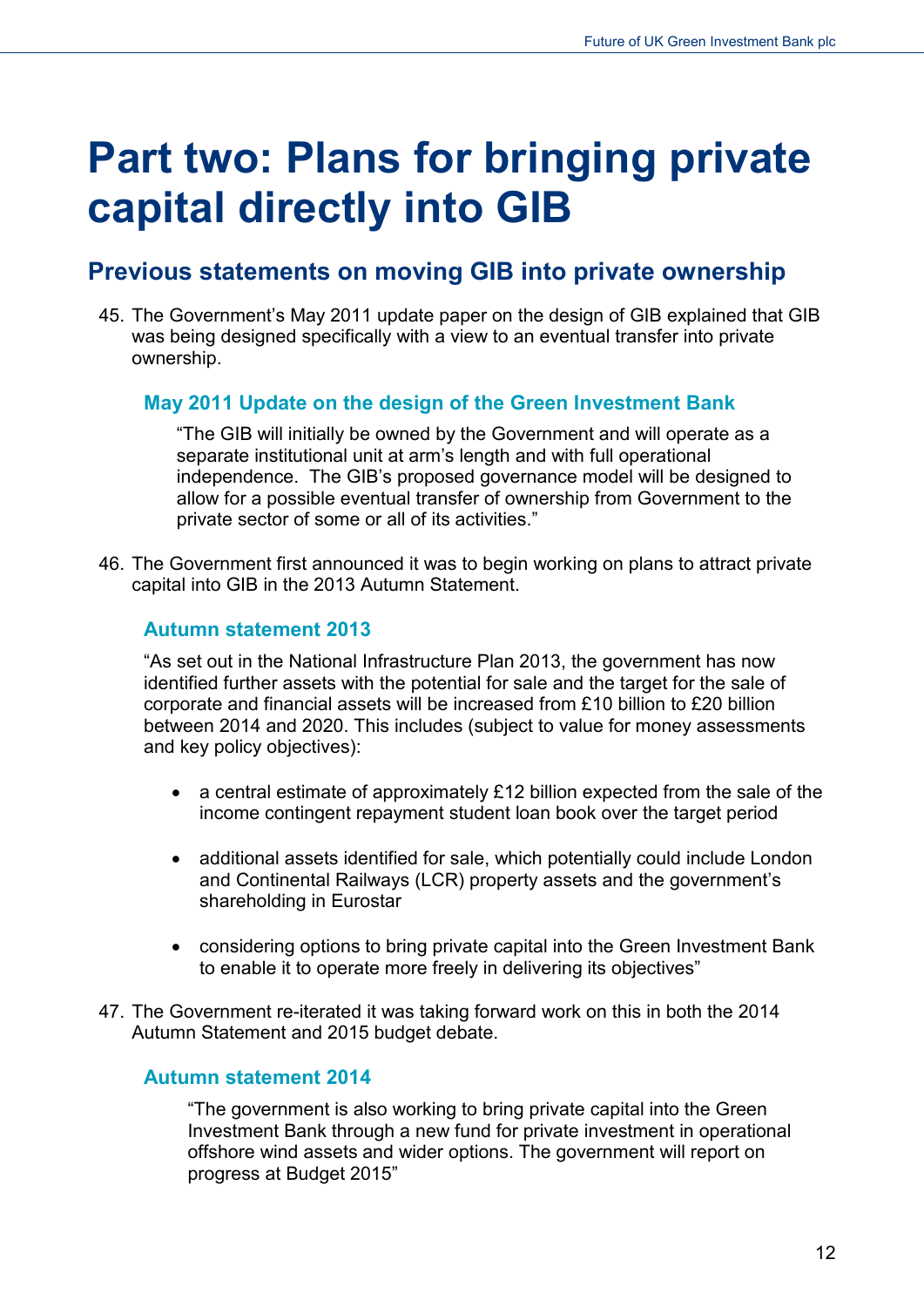# Part two: Plans for bringing private capital directly into GIB

## Previous statements on moving GIB into private ownership

45. The Government's May 2011 update paper on the design of GIB explained that GIB was being designed specifically with a view to an eventual transfer into private ownership.

### May 2011 Update on the design of the Green Investment Bank

> "The GIB will initially be owned by the Government and will operate as a separate institutional unit at arm's length and with full operational independence. The GIB's proposed governance model will be designed to allow for a possible eventual transfer of ownership from Government to the private sector of some or all of its activities."

46. The Government first announced it was to begin working on plans to attract private capital into GIB in the 2013 Autumn Statement.

### Autumn statement 2013

"As set out in the National Infrastructure Plan 2013, the government has now identified further assets with the potential for sale and the target for the sale of corporate and financial assets will be increased from £10 billion to £20 billion between 2014 and 2020. This includes (subject to value for money assessments and key policy objectives):

- a central estimate of approximately £12 billion expected from the sale of the income contingent repayment student loan book over the target period
- additional assets identified for sale, which potentially could include London and Continental Railways (LCR) property assets and the government's shareholding in Eurostar
- considering options to bring private capital into the Green Investment Bank to enable it to operate more freely in delivering its objectives"

47. The Government re-iterated it was taking forward work on this in both the 2014 Autumn Statement and 2015 budget debate.

### Autumn statement 2014

> "The government is also working to bring private capital into the Green Investment Bank through a new fund for private investment in operational offshore wind assets and wider options. The government will report on progress at Budget 2015"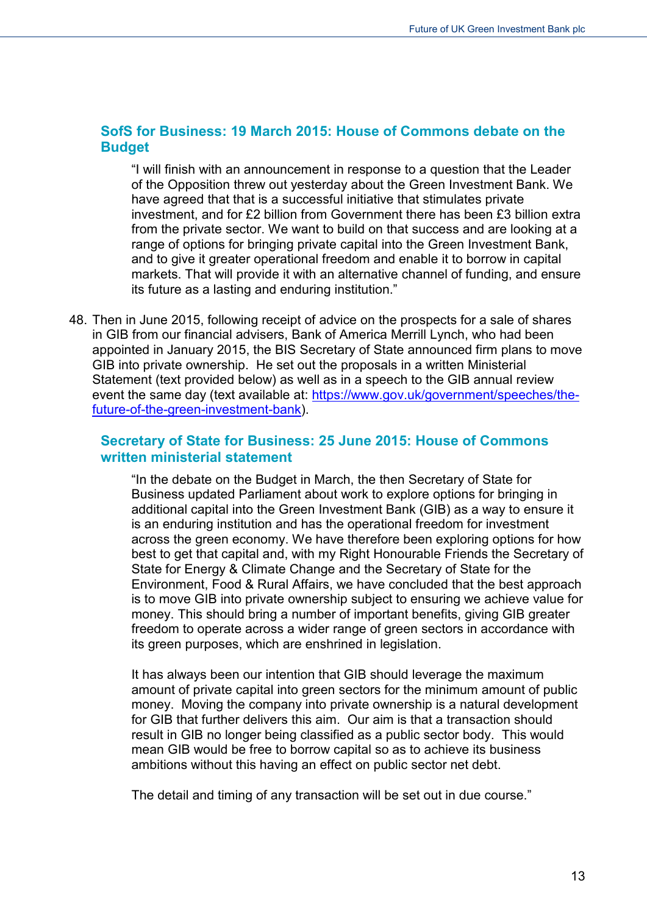### SofS for Business: 19 March 2015: House of Commons debate on the Budget

> "I will finish with an announcement in response to a question that the Leader of the Opposition threw out yesterday about the Green Investment Bank. We have agreed that that is a successful initiative that stimulates private investment, and for £2 billion from Government there has been £3 billion extra from the private sector. We want to build on that success and are looking at a range of options for bringing private capital into the Green Investment Bank, and to give it greater operational freedom and enable it to borrow in capital markets. That will provide it with an alternative channel of funding, and ensure its future as a lasting and enduring institution."

48. Then in June 2015, following receipt of advice on the prospects for a sale of shares in GIB from our financial advisers, Bank of America Merrill Lynch, who had been appointed in January 2015, the BIS Secretary of State announced firm plans to move GIB into private ownership. He set out the proposals in a written Ministerial Statement (text provided below) as well as in a speech to the GIB annual review event the same day (text available at: [https://www.gov.uk/government/speeches/the-future-of-the-green-investment-bank](https://www.gov.uk/government/speeches/the-future-of-the-green-investment-bank)).

### Secretary of State for Business: 25 June 2015: House of Commons written ministerial statement

> "In the debate on the Budget in March, the then Secretary of State for Business updated Parliament about work to explore options for bringing in additional capital into the Green Investment Bank (GIB) as a way to ensure it is an enduring institution and has the operational freedom for investment across the green economy. We have therefore been exploring options for how best to get that capital and, with my Right Honourable Friends the Secretary of State for Energy & Climate Change and the Secretary of State for the Environment, Food & Rural Affairs, we have concluded that the best approach is to move GIB into private ownership subject to ensuring we achieve value for money. This should bring a number of important benefits, giving GIB greater freedom to operate across a wider range of green sectors in accordance with its green purposes, which are enshrined in legislation.
>
> It has always been our intention that GIB should leverage the maximum amount of private capital into green sectors for the minimum amount of public money. Moving the company into private ownership is a natural development for GIB that further delivers this aim. Our aim is that a transaction should result in GIB no longer being classified as a public sector body. This would mean GIB would be free to borrow capital so as to achieve its business ambitions without this having an effect on public sector net debt.
>
> The detail and timing of any transaction will be set out in due course."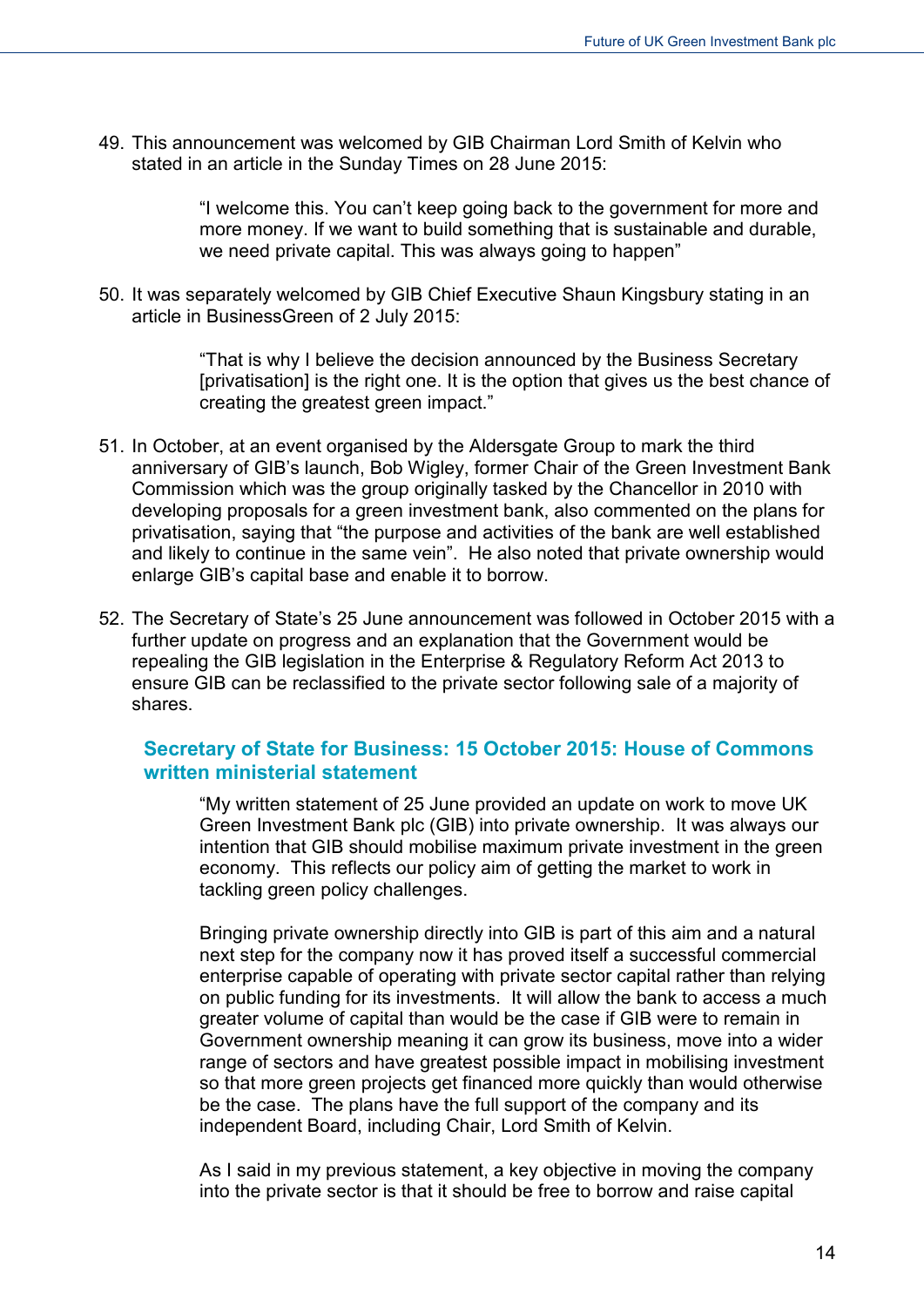49. This announcement was welcomed by GIB Chairman Lord Smith of Kelvin who stated in an article in the Sunday Times on 28 June 2015:

> “I welcome this. You can’t keep going back to the government for more and more money. If we want to build something that is sustainable and durable, we need private capital. This was always going to happen”

50. It was separately welcomed by GIB Chief Executive Shaun Kingsbury stating in an article in BusinessGreen of 2 July 2015:

> “That is why I believe the decision announced by the Business Secretary [privatisation] is the right one. It is the option that gives us the best chance of creating the greatest green impact.”

51. In October, at an event organised by the Aldersgate Group to mark the third anniversary of GIB’s launch, Bob Wigley, former Chair of the Green Investment Bank Commission which was the group originally tasked by the Chancellor in 2010 with developing proposals for a green investment bank, also commented on the plans for privatisation, saying that “the purpose and activities of the bank are well established and likely to continue in the same vein”. He also noted that private ownership would enlarge GIB’s capital base and enable it to borrow.

52. The Secretary of State’s 25 June announcement was followed in October 2015 with a further update on progress and an explanation that the Government would be repealing the GIB legislation in the Enterprise & Regulatory Reform Act 2013 to ensure GIB can be reclassified to the private sector following sale of a majority of shares.

### Secretary of State for Business: 15 October 2015: House of Commons written ministerial statement

> “My written statement of 25 June provided an update on work to move UK Green Investment Bank plc (GIB) into private ownership. It was always our intention that GIB should mobilise maximum private investment in the green economy. This reflects our policy aim of getting the market to work in tackling green policy challenges.
>
> Bringing private ownership directly into GIB is part of this aim and a natural next step for the company now it has proved itself a successful commercial enterprise capable of operating with private sector capital rather than relying on public funding for its investments. It will allow the bank to access a much greater volume of capital than would be the case if GIB were to remain in Government ownership meaning it can grow its business, move into a wider range of sectors and have greatest possible impact in mobilising investment so that more green projects get financed more quickly than would otherwise be the case. The plans have the full support of the company and its independent Board, including Chair, Lord Smith of Kelvin.
>
> As I said in my previous statement, a key objective in moving the company into the private sector is that it should be free to borrow and raise capital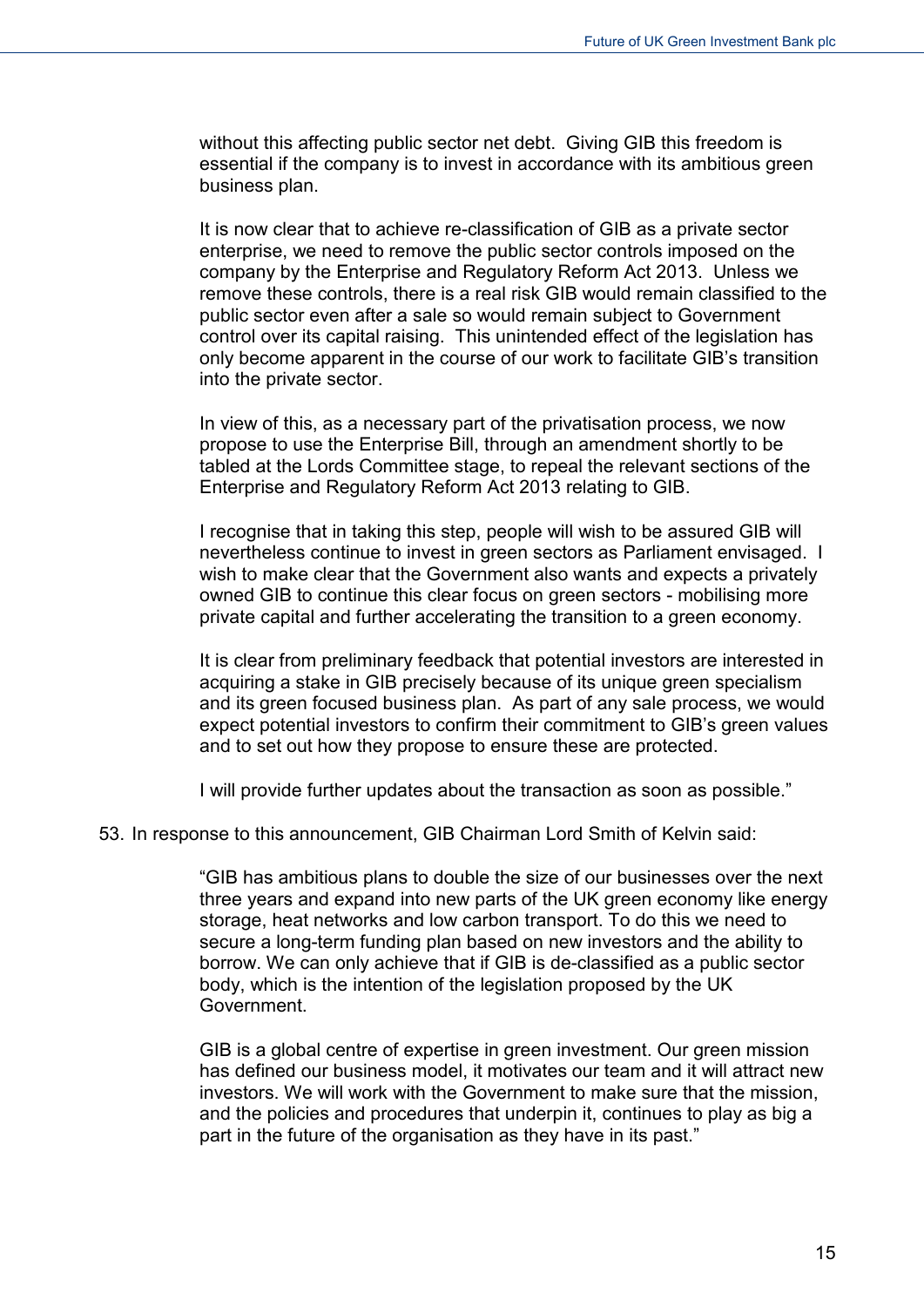> without this affecting public sector net debt. Giving GIB this freedom is essential if the company is to invest in accordance with its ambitious green business plan.
>
> It is now clear that to achieve re-classification of GIB as a private sector enterprise, we need to remove the public sector controls imposed on the company by the Enterprise and Regulatory Reform Act 2013. Unless we remove these controls, there is a real risk GIB would remain classified to the public sector even after a sale so would remain subject to Government control over its capital raising. This unintended effect of the legislation has only become apparent in the course of our work to facilitate GIB's transition into the private sector.
>
> In view of this, as a necessary part of the privatisation process, we now propose to use the Enterprise Bill, through an amendment shortly to be tabled at the Lords Committee stage, to repeal the relevant sections of the Enterprise and Regulatory Reform Act 2013 relating to GIB.
>
> I recognise that in taking this step, people will wish to be assured GIB will nevertheless continue to invest in green sectors as Parliament envisaged. I wish to make clear that the Government also wants and expects a privately owned GIB to continue this clear focus on green sectors - mobilising more private capital and further accelerating the transition to a green economy.
>
> It is clear from preliminary feedback that potential investors are interested in acquiring a stake in GIB precisely because of its unique green specialism and its green focused business plan. As part of any sale process, we would expect potential investors to confirm their commitment to GIB's green values and to set out how they propose to ensure these are protected.
>
> I will provide further updates about the transaction as soon as possible."

53. In response to this announcement, GIB Chairman Lord Smith of Kelvin said:

> "GIB has ambitious plans to double the size of our businesses over the next three years and expand into new parts of the UK green economy like energy storage, heat networks and low carbon transport. To do this we need to secure a long-term funding plan based on new investors and the ability to borrow. We can only achieve that if GIB is de-classified as a public sector body, which is the intention of the legislation proposed by the UK Government.
>
> GIB is a global centre of expertise in green investment. Our green mission has defined our business model, it motivates our team and it will attract new investors. We will work with the Government to make sure that the mission, and the policies and procedures that underpin it, continues to play as big a part in the future of the organisation as they have in its past."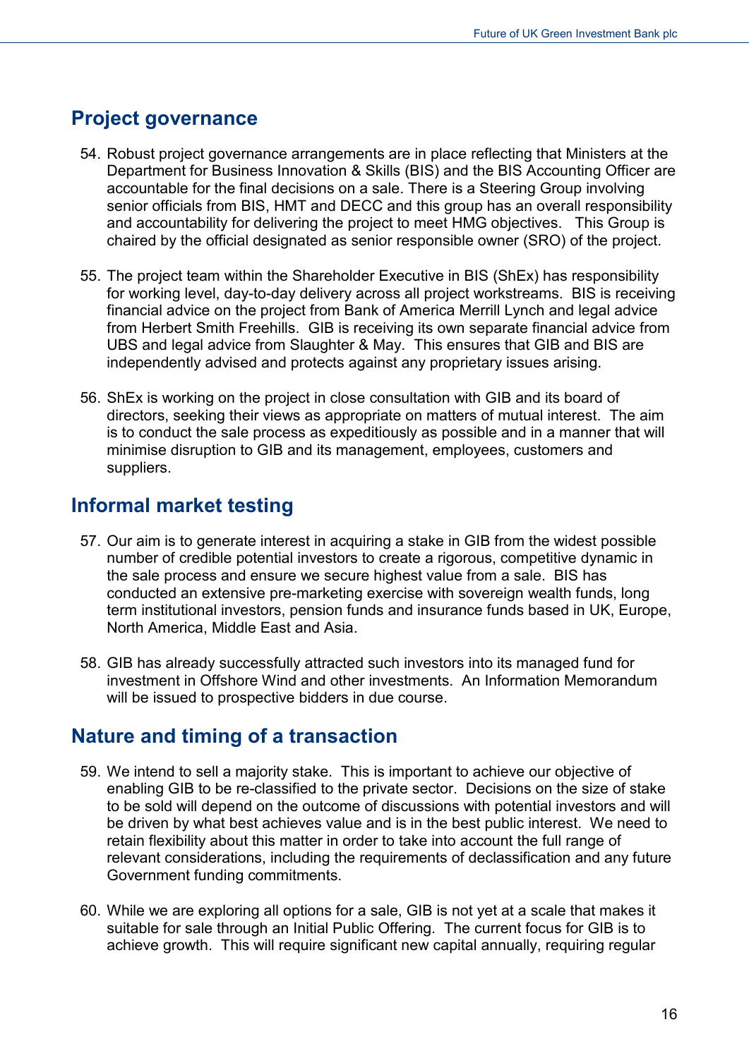## Project governance

54. Robust project governance arrangements are in place reflecting that Ministers at the Department for Business Innovation & Skills (BIS) and the BIS Accounting Officer are accountable for the final decisions on a sale. There is a Steering Group involving senior officials from BIS, HMT and DECC and this group has an overall responsibility and accountability for delivering the project to meet HMG objectives. This Group is chaired by the official designated as senior responsible owner (SRO) of the project.

55. The project team within the Shareholder Executive in BIS (ShEx) has responsibility for working level, day-to-day delivery across all project workstreams. BIS is receiving financial advice on the project from Bank of America Merrill Lynch and legal advice from Herbert Smith Freehills. GIB is receiving its own separate financial advice from UBS and legal advice from Slaughter & May. This ensures that GIB and BIS are independently advised and protects against any proprietary issues arising.

56. ShEx is working on the project in close consultation with GIB and its board of directors, seeking their views as appropriate on matters of mutual interest. The aim is to conduct the sale process as expeditiously as possible and in a manner that will minimise disruption to GIB and its management, employees, customers and suppliers.

## Informal market testing

57. Our aim is to generate interest in acquiring a stake in GIB from the widest possible number of credible potential investors to create a rigorous, competitive dynamic in the sale process and ensure we secure highest value from a sale. BIS has conducted an extensive pre-marketing exercise with sovereign wealth funds, long term institutional investors, pension funds and insurance funds based in UK, Europe, North America, Middle East and Asia.

58. GIB has already successfully attracted such investors into its managed fund for investment in Offshore Wind and other investments. An Information Memorandum will be issued to prospective bidders in due course.

## Nature and timing of a transaction

59. We intend to sell a majority stake. This is important to achieve our objective of enabling GIB to be re-classified to the private sector. Decisions on the size of stake to be sold will depend on the outcome of discussions with potential investors and will be driven by what best achieves value and is in the best public interest. We need to retain flexibility about this matter in order to take into account the full range of relevant considerations, including the requirements of declassification and any future Government funding commitments.

60. While we are exploring all options for a sale, GIB is not yet at a scale that makes it suitable for sale through an Initial Public Offering. The current focus for GIB is to achieve growth. This will require significant new capital annually, requiring regular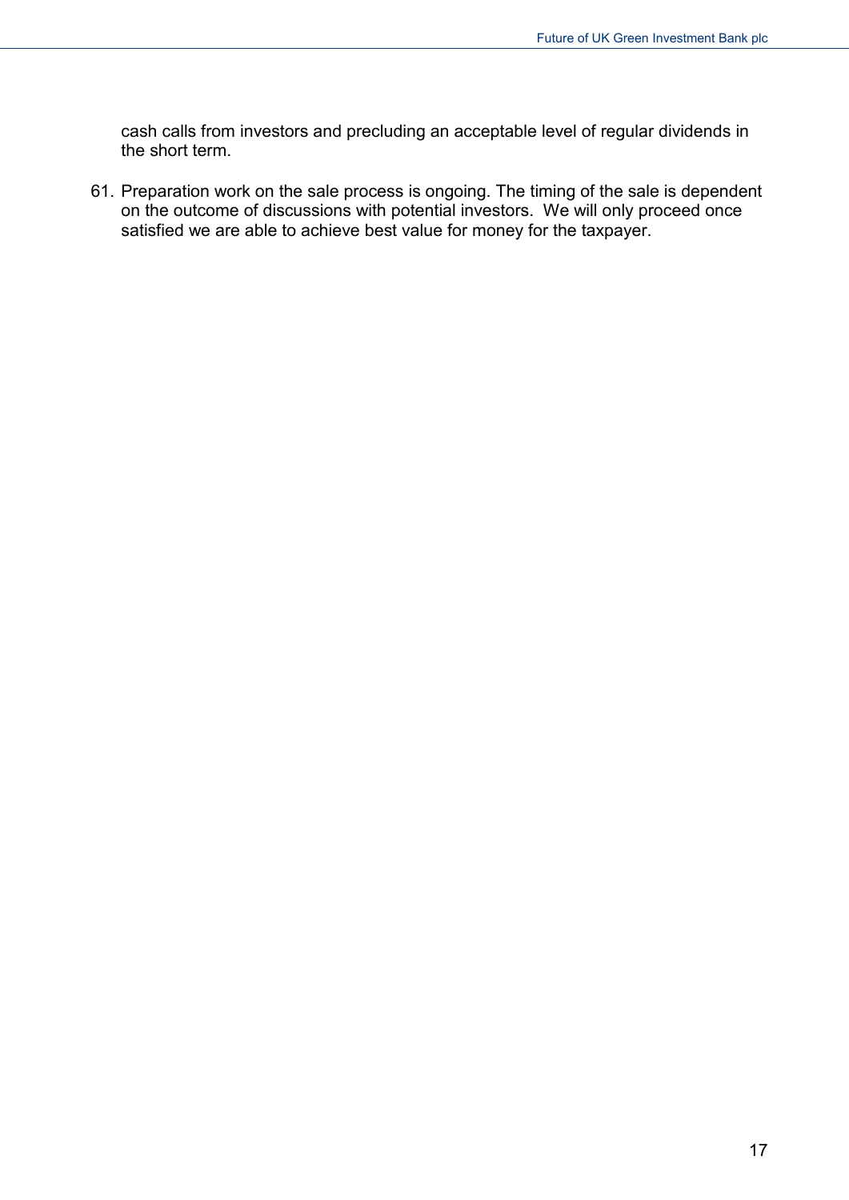cash calls from investors and precluding an acceptable level of regular dividends in the short term.

61. Preparation work on the sale process is ongoing. The timing of the sale is dependent on the outcome of discussions with potential investors. We will only proceed once satisfied we are able to achieve best value for money for the taxpayer.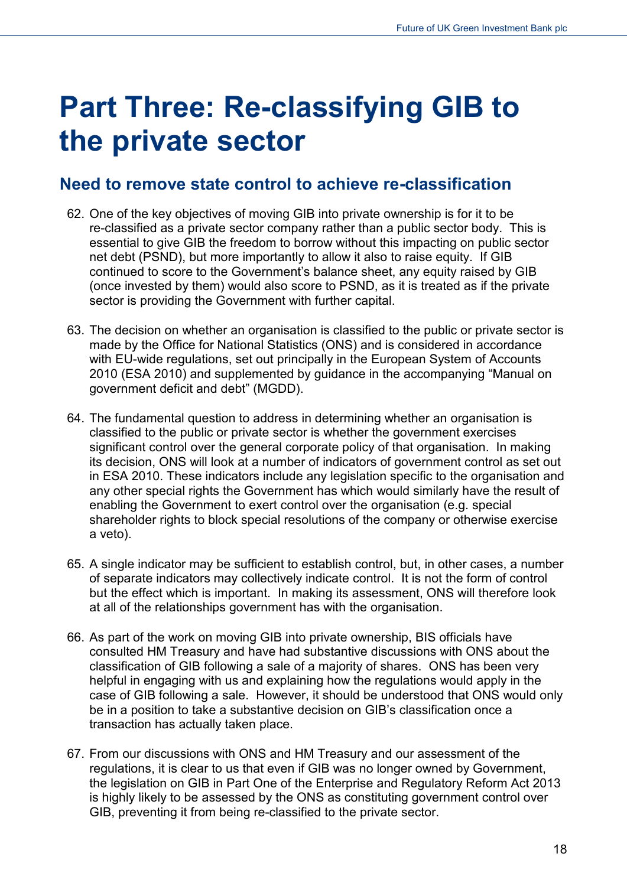# Part Three: Re-classifying GIB to the private sector

## Need to remove state control to achieve re-classification

62. One of the key objectives of moving GIB into private ownership is for it to be re-classified as a private sector company rather than a public sector body. This is essential to give GIB the freedom to borrow without this impacting on public sector net debt (PSND), but more importantly to allow it also to raise equity. If GIB continued to score to the Government's balance sheet, any equity raised by GIB (once invested by them) would also score to PSND, as it is treated as if the private sector is providing the Government with further capital.

63. The decision on whether an organisation is classified to the public or private sector is made by the Office for National Statistics (ONS) and is considered in accordance with EU-wide regulations, set out principally in the European System of Accounts 2010 (ESA 2010) and supplemented by guidance in the accompanying "Manual on government deficit and debt" (MGDD).

64. The fundamental question to address in determining whether an organisation is classified to the public or private sector is whether the government exercises significant control over the general corporate policy of that organisation. In making its decision, ONS will look at a number of indicators of government control as set out in ESA 2010. These indicators include any legislation specific to the organisation and any other special rights the Government has which would similarly have the result of enabling the Government to exert control over the organisation (e.g. special shareholder rights to block special resolutions of the company or otherwise exercise a veto).

65. A single indicator may be sufficient to establish control, but, in other cases, a number of separate indicators may collectively indicate control. It is not the form of control but the effect which is important. In making its assessment, ONS will therefore look at all of the relationships government has with the organisation.

66. As part of the work on moving GIB into private ownership, BIS officials have consulted HM Treasury and have had substantive discussions with ONS about the classification of GIB following a sale of a majority of shares. ONS has been very helpful in engaging with us and explaining how the regulations would apply in the case of GIB following a sale. However, it should be understood that ONS would only be in a position to take a substantive decision on GIB's classification once a transaction has actually taken place.

67. From our discussions with ONS and HM Treasury and our assessment of the regulations, it is clear to us that even if GIB was no longer owned by Government, the legislation on GIB in Part One of the Enterprise and Regulatory Reform Act 2013 is highly likely to be assessed by the ONS as constituting government control over GIB, preventing it from being re-classified to the private sector.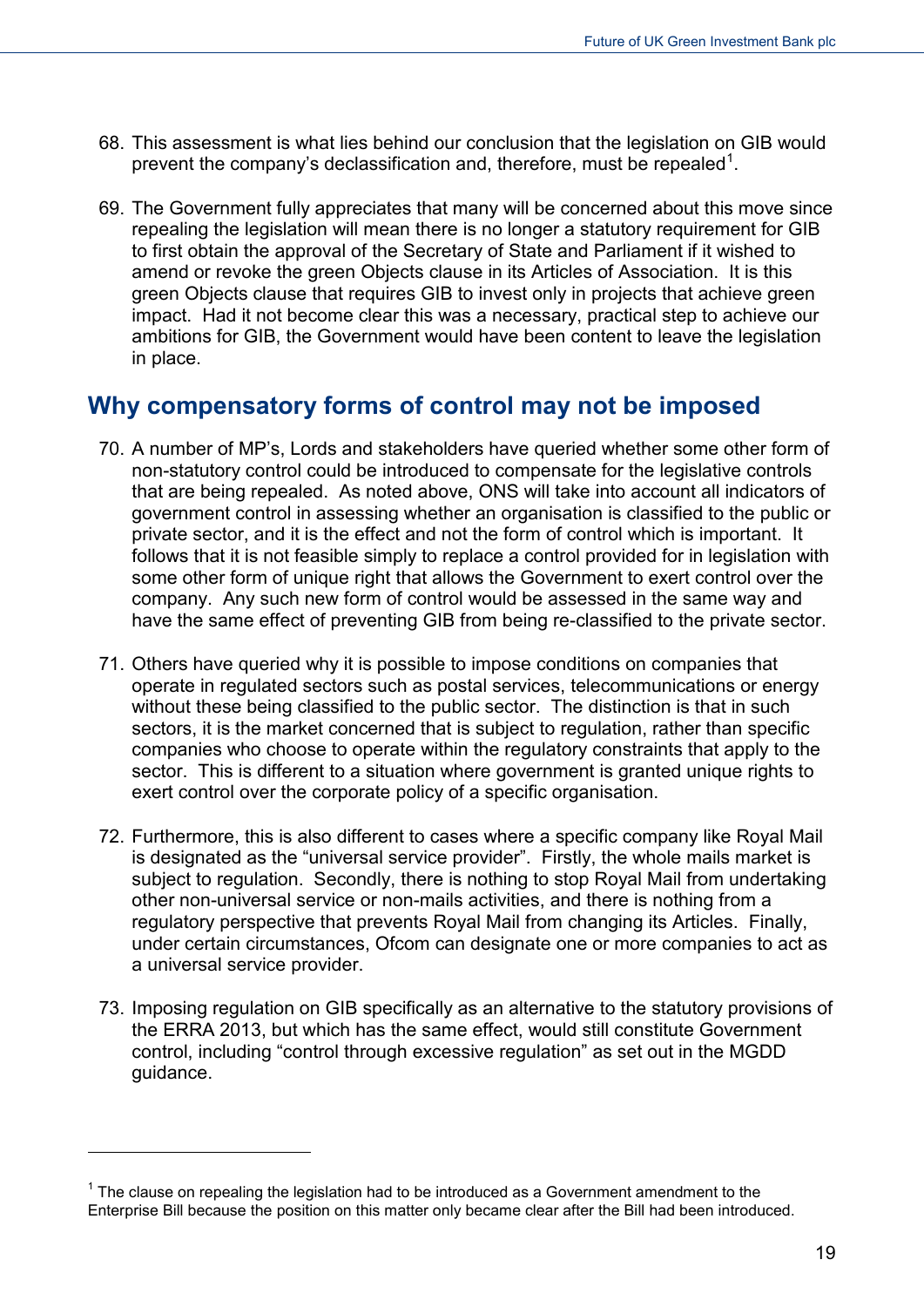68. This assessment is what lies behind our conclusion that the legislation on GIB would prevent the company's declassification and, therefore, must be repealed[1].

69. The Government fully appreciates that many will be concerned about this move since repealing the legislation will mean there is no longer a statutory requirement for GIB to first obtain the approval of the Secretary of State and Parliament if it wished to amend or revoke the green Objects clause in its Articles of Association. It is this green Objects clause that requires GIB to invest only in projects that achieve green impact. Had it not become clear this was a necessary, practical step to achieve our ambitions for GIB, the Government would have been content to leave the legislation in place.

## Why compensatory forms of control may not be imposed

70. A number of MP's, Lords and stakeholders have queried whether some other form of non-statutory control could be introduced to compensate for the legislative controls that are being repealed. As noted above, ONS will take into account all indicators of government control in assessing whether an organisation is classified to the public or private sector, and it is the effect and not the form of control which is important. It follows that it is not feasible simply to replace a control provided for in legislation with some other form of unique right that allows the Government to exert control over the company. Any such new form of control would be assessed in the same way and have the same effect of preventing GIB from being re-classified to the private sector.

71. Others have queried why it is possible to impose conditions on companies that operate in regulated sectors such as postal services, telecommunications or energy without these being classified to the public sector. The distinction is that in such sectors, it is the market concerned that is subject to regulation, rather than specific companies who choose to operate within the regulatory constraints that apply to the sector. This is different to a situation where government is granted unique rights to exert control over the corporate policy of a specific organisation.

72. Furthermore, this is also different to cases where a specific company like Royal Mail is designated as the "universal service provider". Firstly, the whole mails market is subject to regulation. Secondly, there is nothing to stop Royal Mail from undertaking other non-universal service or non-mails activities, and there is nothing from a regulatory perspective that prevents Royal Mail from changing its Articles. Finally, under certain circumstances, Ofcom can designate one or more companies to act as a universal service provider.

73. Imposing regulation on GIB specifically as an alternative to the statutory provisions of the ERRA 2013, but which has the same effect, would still constitute Government control, including "control through excessive regulation" as set out in the MGDD guidance.

---

[1] The clause on repealing the legislation had to be introduced as a Government amendment to the Enterprise Bill because the position on this matter only became clear after the Bill had been introduced.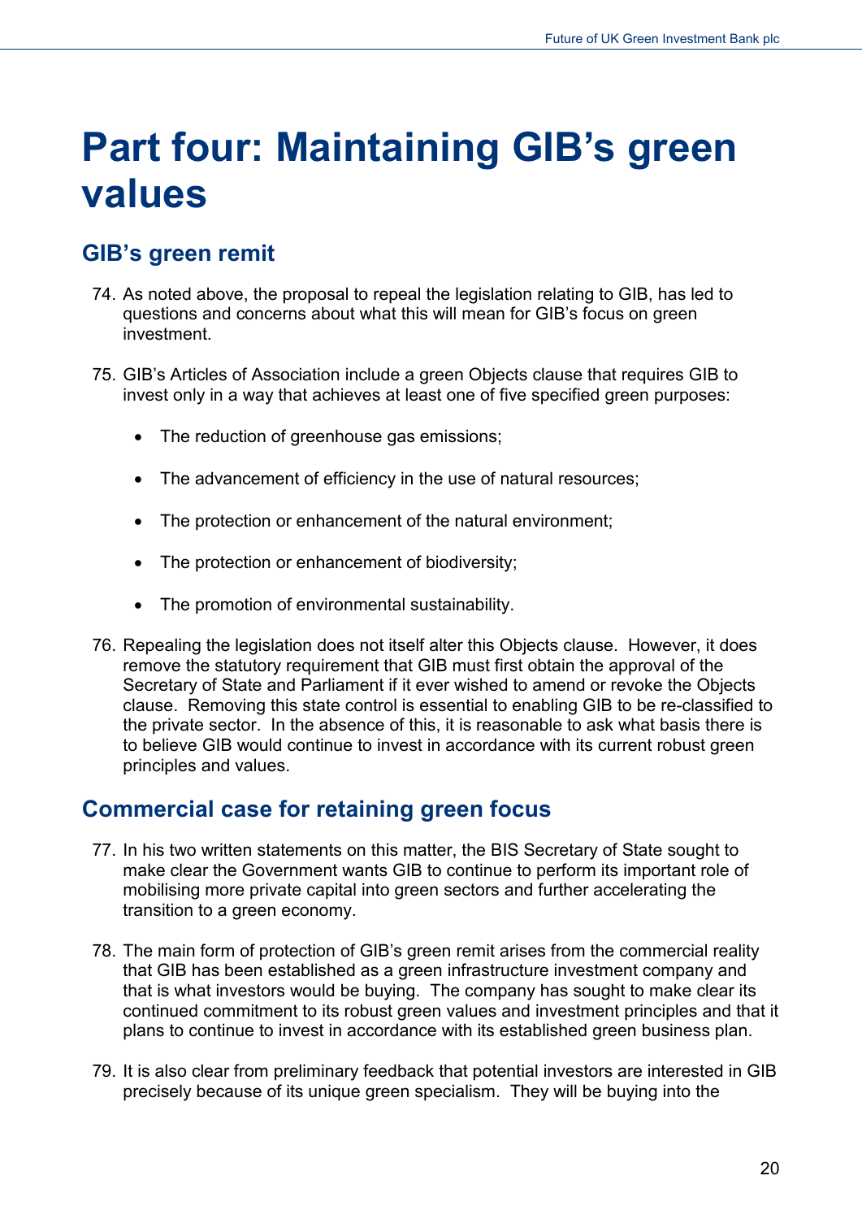# Part four: Maintaining GIB's green values

## GIB's green remit

74. As noted above, the proposal to repeal the legislation relating to GIB, has led to questions and concerns about what this will mean for GIB's focus on green investment.

75. GIB's Articles of Association include a green Objects clause that requires GIB to invest only in a way that achieves at least one of five specified green purposes:

    - The reduction of greenhouse gas emissions;
    - The advancement of efficiency in the use of natural resources;
    - The protection or enhancement of the natural environment;
    - The protection or enhancement of biodiversity;
    - The promotion of environmental sustainability.

76. Repealing the legislation does not itself alter this Objects clause. However, it does remove the statutory requirement that GIB must first obtain the approval of the Secretary of State and Parliament if it ever wished to amend or revoke the Objects clause. Removing this state control is essential to enabling GIB to be re-classified to the private sector. In the absence of this, it is reasonable to ask what basis there is to believe GIB would continue to invest in accordance with its current robust green principles and values.

## Commercial case for retaining green focus

77. In his two written statements on this matter, the BIS Secretary of State sought to make clear the Government wants GIB to continue to perform its important role of mobilising more private capital into green sectors and further accelerating the transition to a green economy.

78. The main form of protection of GIB's green remit arises from the commercial reality that GIB has been established as a green infrastructure investment company and that is what investors would be buying. The company has sought to make clear its continued commitment to its robust green values and investment principles and that it plans to continue to invest in accordance with its established green business plan.

79. It is also clear from preliminary feedback that potential investors are interested in GIB precisely because of its unique green specialism. They will be buying into the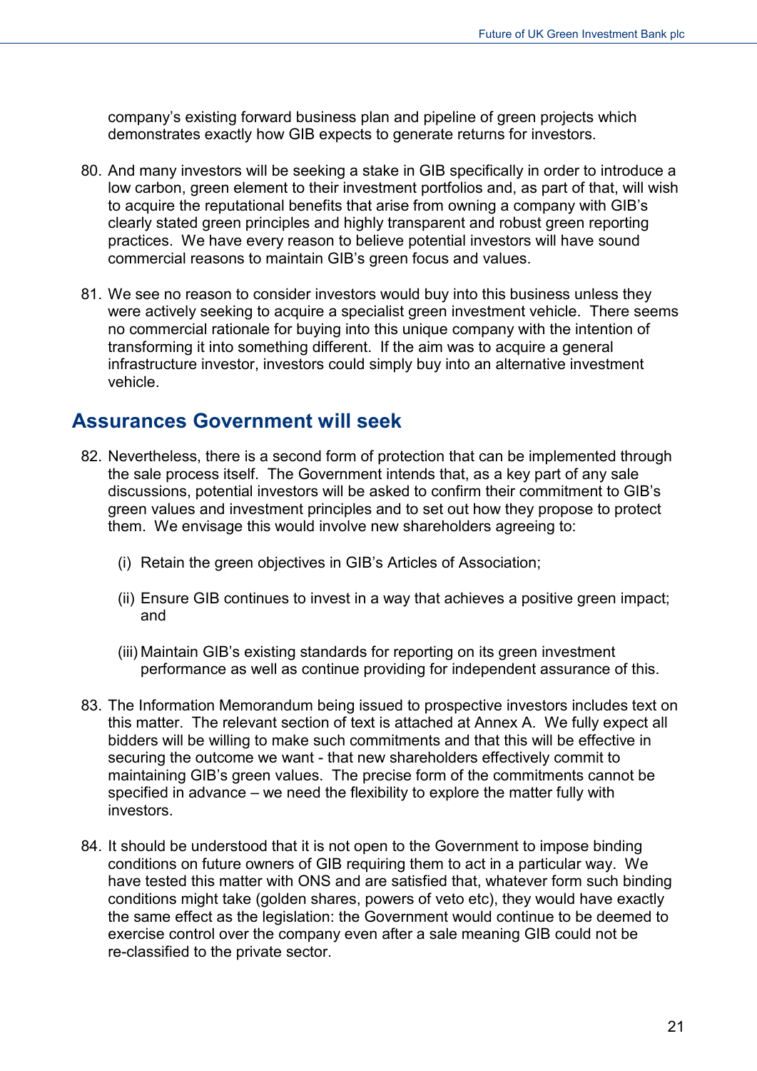company's existing forward business plan and pipeline of green projects which demonstrates exactly how GIB expects to generate returns for investors.

80. And many investors will be seeking a stake in GIB specifically in order to introduce a low carbon, green element to their investment portfolios and, as part of that, will wish to acquire the reputational benefits that arise from owning a company with GIB's clearly stated green principles and highly transparent and robust green reporting practices. We have every reason to believe potential investors will have sound commercial reasons to maintain GIB's green focus and values.

81. We see no reason to consider investors would buy into this business unless they were actively seeking to acquire a specialist green investment vehicle. There seems no commercial rationale for buying into this unique company with the intention of transforming it into something different. If the aim was to acquire a general infrastructure investor, investors could simply buy into an alternative investment vehicle.

## Assurances Government will seek

82. Nevertheless, there is a second form of protection that can be implemented through the sale process itself. The Government intends that, as a key part of any sale discussions, potential investors will be asked to confirm their commitment to GIB's green values and investment principles and to set out how they propose to protect them. We envisage this would involve new shareholders agreeing to:

    (i) Retain the green objectives in GIB's Articles of Association;

    (ii) Ensure GIB continues to invest in a way that achieves a positive green impact; and

    (iii) Maintain GIB's existing standards for reporting on its green investment performance as well as continue providing for independent assurance of this.

83. The Information Memorandum being issued to prospective investors includes text on this matter. The relevant section of text is attached at Annex A. We fully expect all bidders will be willing to make such commitments and that this will be effective in securing the outcome we want - that new shareholders effectively commit to maintaining GIB's green values. The precise form of the commitments cannot be specified in advance – we need the flexibility to explore the matter fully with investors.

84. It should be understood that it is not open to the Government to impose binding conditions on future owners of GIB requiring them to act in a particular way. We have tested this matter with ONS and are satisfied that, whatever form such binding conditions might take (golden shares, powers of veto etc), they would have exactly the same effect as the legislation: the Government would continue to be deemed to exercise control over the company even after a sale meaning GIB could not be re-classified to the private sector.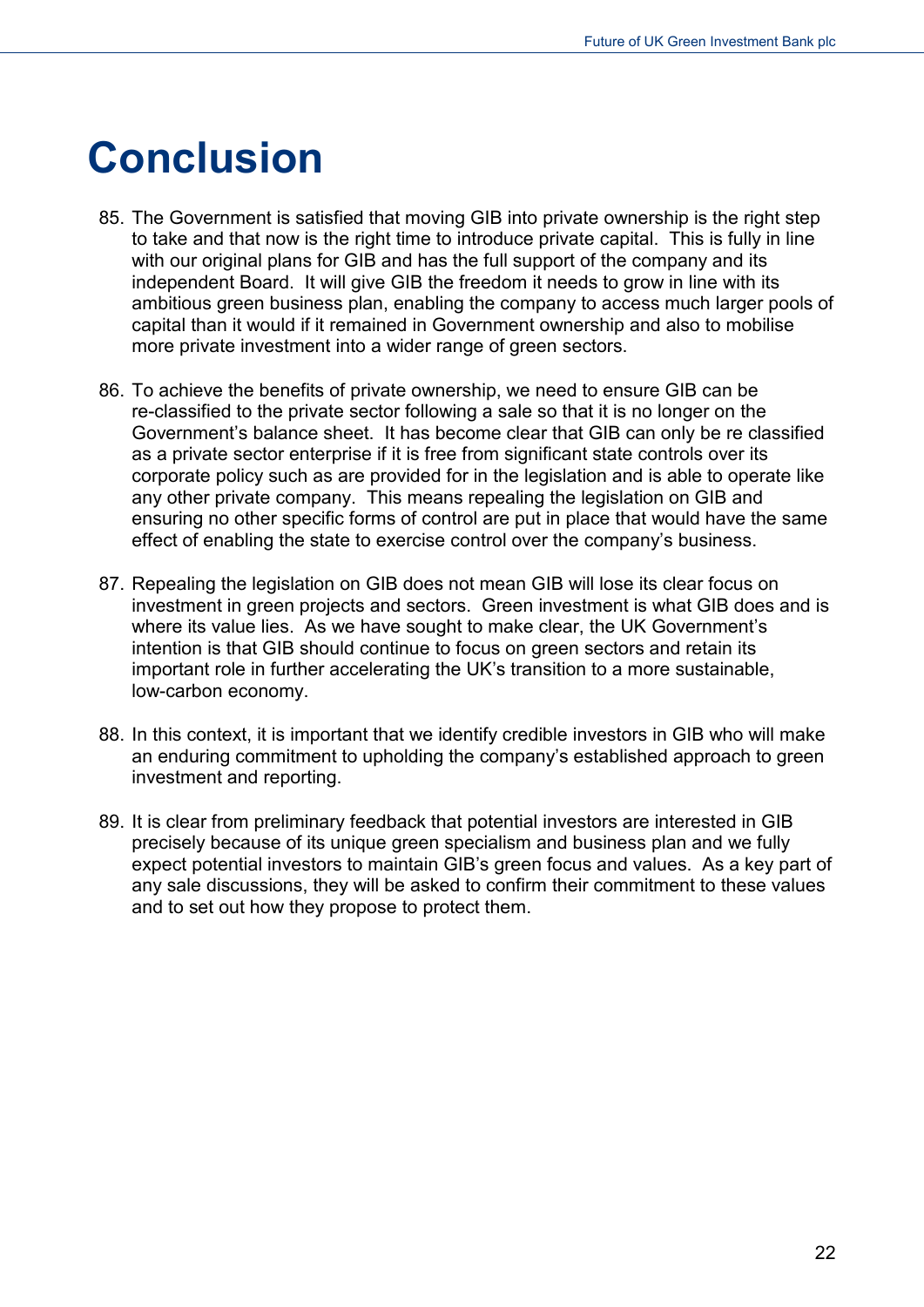# Conclusion

85. The Government is satisfied that moving GIB into private ownership is the right step to take and that now is the right time to introduce private capital. This is fully in line with our original plans for GIB and has the full support of the company and its independent Board. It will give GIB the freedom it needs to grow in line with its ambitious green business plan, enabling the company to access much larger pools of capital than it would if it remained in Government ownership and also to mobilise more private investment into a wider range of green sectors.

86. To achieve the benefits of private ownership, we need to ensure GIB can be re-classified to the private sector following a sale so that it is no longer on the Government's balance sheet. It has become clear that GIB can only be re classified as a private sector enterprise if it is free from significant state controls over its corporate policy such as are provided for in the legislation and is able to operate like any other private company. This means repealing the legislation on GIB and ensuring no other specific forms of control are put in place that would have the same effect of enabling the state to exercise control over the company's business.

87. Repealing the legislation on GIB does not mean GIB will lose its clear focus on investment in green projects and sectors. Green investment is what GIB does and is where its value lies. As we have sought to make clear, the UK Government's intention is that GIB should continue to focus on green sectors and retain its important role in further accelerating the UK's transition to a more sustainable, low-carbon economy.

88. In this context, it is important that we identify credible investors in GIB who will make an enduring commitment to upholding the company's established approach to green investment and reporting.

89. It is clear from preliminary feedback that potential investors are interested in GIB precisely because of its unique green specialism and business plan and we fully expect potential investors to maintain GIB's green focus and values. As a key part of any sale discussions, they will be asked to confirm their commitment to these values and to set out how they propose to protect them.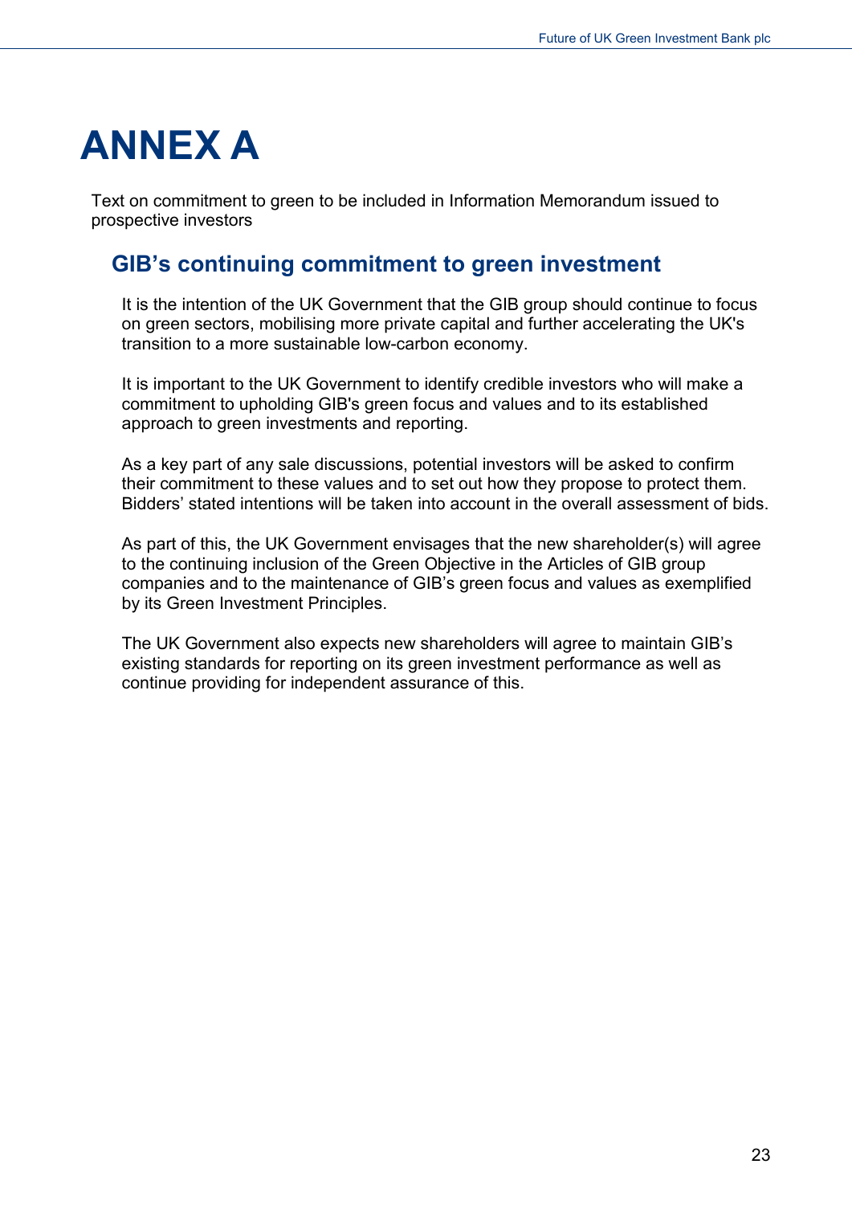# ANNEX A

Text on commitment to green to be included in Information Memorandum issued to prospective investors

## GIB's continuing commitment to green investment

It is the intention of the UK Government that the GIB group should continue to focus on green sectors, mobilising more private capital and further accelerating the UK's transition to a more sustainable low-carbon economy.

It is important to the UK Government to identify credible investors who will make a commitment to upholding GIB's green focus and values and to its established approach to green investments and reporting.

As a key part of any sale discussions, potential investors will be asked to confirm their commitment to these values and to set out how they propose to protect them. Bidders' stated intentions will be taken into account in the overall assessment of bids.

As part of this, the UK Government envisages that the new shareholder(s) will agree to the continuing inclusion of the Green Objective in the Articles of GIB group companies and to the maintenance of GIB's green focus and values as exemplified by its Green Investment Principles.

The UK Government also expects new shareholders will agree to maintain GIB's existing standards for reporting on its green investment performance as well as continue providing for independent assurance of this.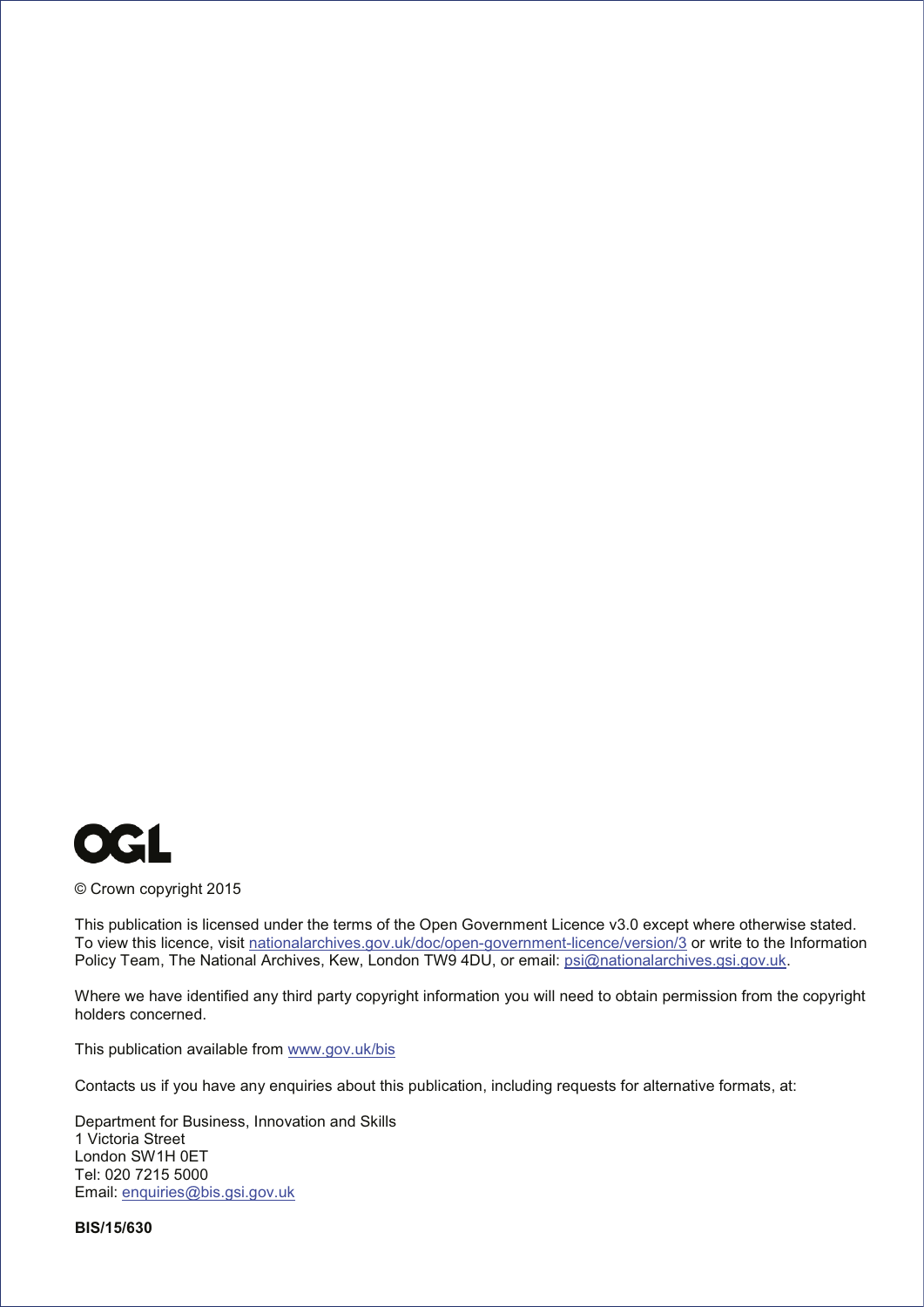OGL

© Crown copyright 2015

This publication is licensed under the terms of the Open Government Licence v3.0 except where otherwise stated. To view this licence, visit nationalarchives.gov.uk/doc/open-government-licence/version/3 or write to the Information Policy Team, The National Archives, Kew, London TW9 4DU, or email: psi@nationalarchives.gsi.gov.uk.

Where we have identified any third party copyright information you will need to obtain permission from the copyright holders concerned.

This publication available from www.gov.uk/bis

Contacts us if you have any enquiries about this publication, including requests for alternative formats, at:

Department for Business, Innovation and Skills
1 Victoria Street
London SW1H 0ET
Tel: 020 7215 5000
Email: enquiries@bis.gsi.gov.uk

**BIS/15/630**